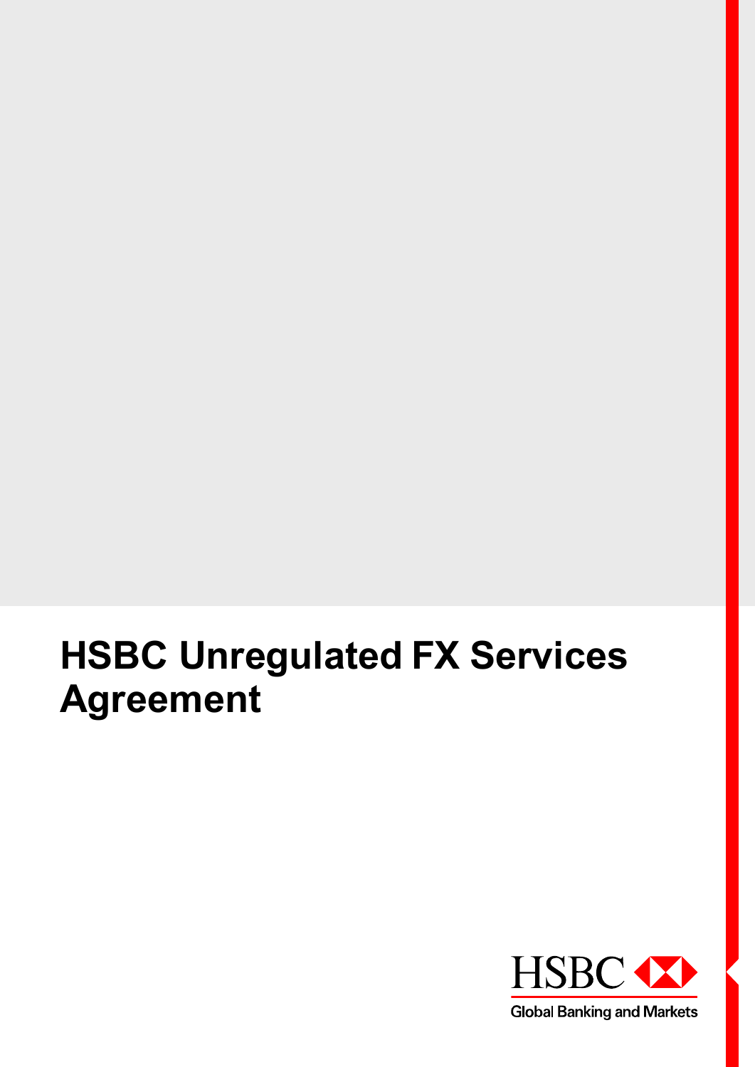# HSBC Unregulated FX Services Agreement

HSBC

Global Banking and Markets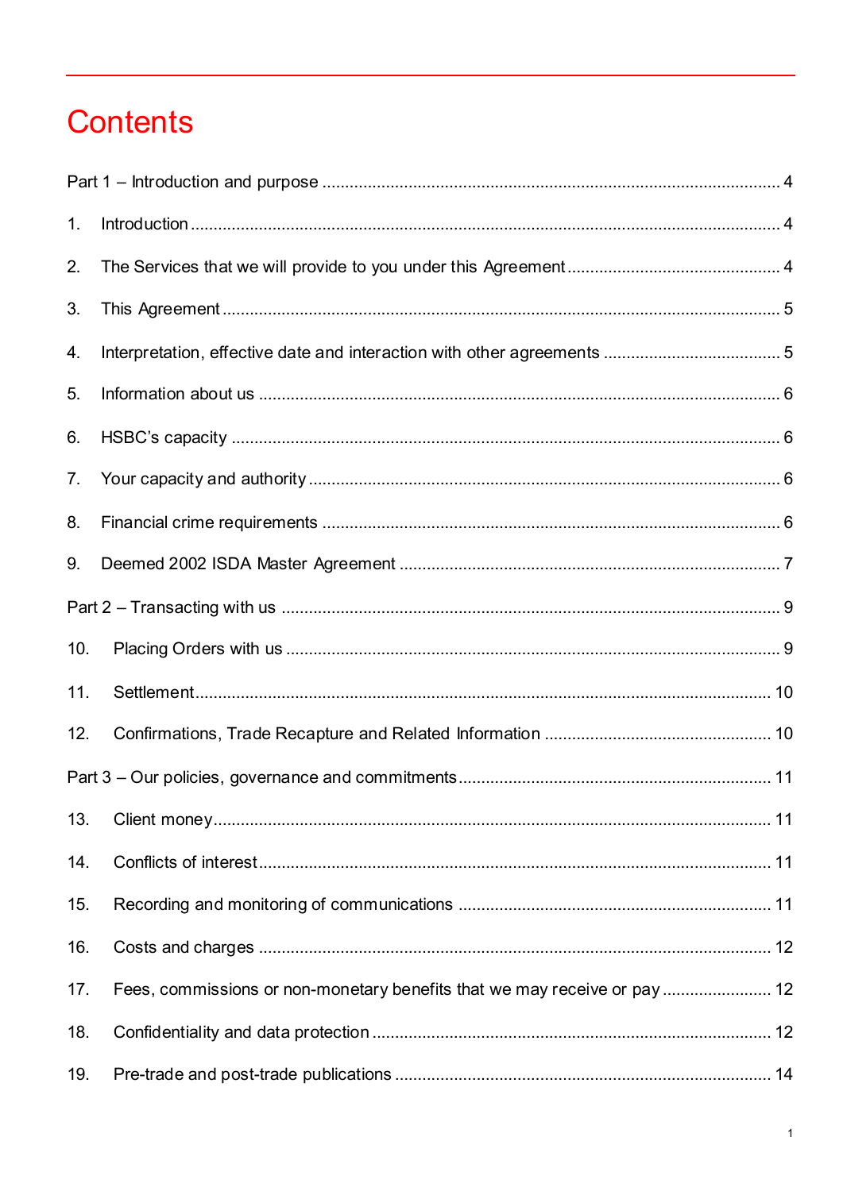# Contents

Part 1 – Introduction and purpose .................................................................................................... 4

1. Introduction ................................................................................................................................... 4

2. The Services that we will provide to you under this Agreement ................................................ 4

3. This Agreement ............................................................................................................................ 5

4. Interpretation, effective date and interaction with other agreements ........................................ 5

5. Information about us .................................................................................................................... 6

6. HSBC's capacity ........................................................................................................................... 6

7. Your capacity and authority ......................................................................................................... 6

8. Financial crime requirements ....................................................................................................... 6

9. Deemed 2002 ISDA Master Agreement ...................................................................................... 7

Part 2 – Transacting with us ............................................................................................................. 9

10. Placing Orders with us ............................................................................................................... 9

11. Settlement ................................................................................................................................. 10

12. Confirmations, Trade Recapture and Related Information ...................................................... 10

Part 3 – Our policies, governance and commitments .................................................................... 11

13. Client money ............................................................................................................................. 11

14. Conflicts of interest ................................................................................................................... 11

15. Recording and monitoring of communications ........................................................................ 11

16. Costs and charges .................................................................................................................... 12

17. Fees, commissions or non-monetary benefits that we may receive or pay ............................ 12

18. Confidentiality and data protection ........................................................................................... 12

19. Pre-trade and post-trade publications ...................................................................................... 14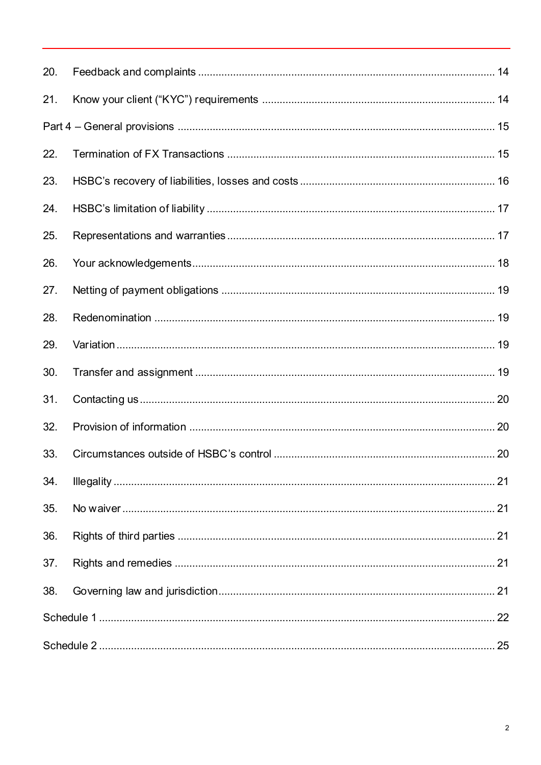20. Feedback and complaints ..................................................................................................... 14

21. Know your client ("KYC") requirements ................................................................................ 14

Part 4 – General provisions ............................................................................................................ 15

22. Termination of FX Transactions ............................................................................................ 15

23. HSBC's recovery of liabilities, losses and costs .................................................................. 16

24. HSBC's limitation of liability .................................................................................................. 17

25. Representations and warranties ........................................................................................... 17

26. Your acknowledgements ....................................................................................................... 18

27. Netting of payment obligations ............................................................................................. 19

28. Redenomination .................................................................................................................... 19

29. Variation ................................................................................................................................. 19

30. Transfer and assignment ...................................................................................................... 19

31. Contacting us ......................................................................................................................... 20

32. Provision of information ........................................................................................................ 20

33. Circumstances outside of HSBC's control ............................................................................ 20

34. Illegality .................................................................................................................................. 21

35. No waiver ............................................................................................................................... 21

36. Rights of third parties ............................................................................................................ 21

37. Rights and remedies ............................................................................................................. 21

38. Governing law and jurisdiction .............................................................................................. 21

Schedule 1 ........................................................................................................................................ 22

Schedule 2 ........................................................................................................................................ 25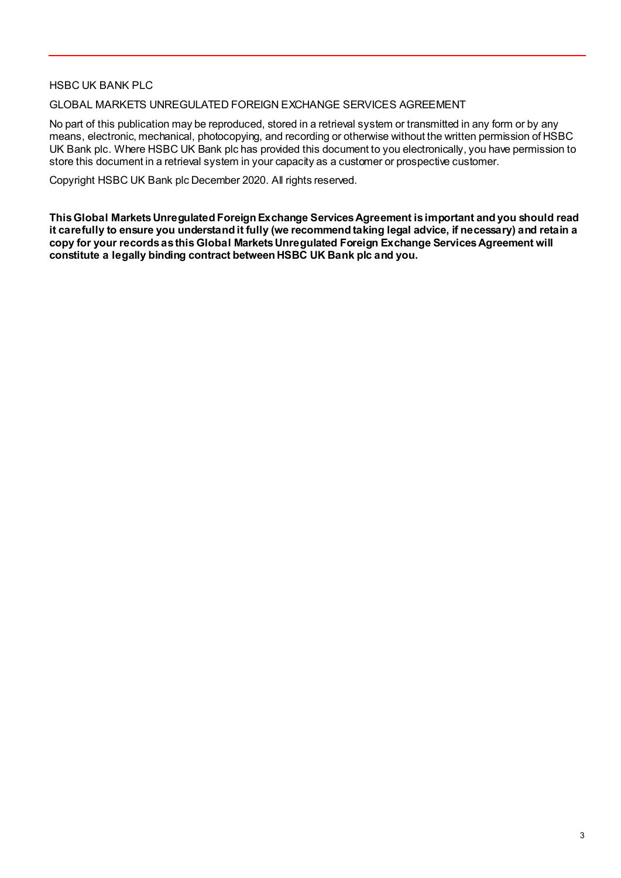HSBC UK BANK PLC

GLOBAL MARKETS UNREGULATED FOREIGN EXCHANGE SERVICES AGREEMENT

No part of this publication may be reproduced, stored in a retrieval system or transmitted in any form or by any means, electronic, mechanical, photocopying, and recording or otherwise without the written permission of HSBC UK Bank plc. Where HSBC UK Bank plc has provided this document to you electronically, you have permission to store this document in a retrieval system in your capacity as a customer or prospective customer.

Copyright HSBC UK Bank plc December 2020. All rights reserved.

**This Global Markets Unregulated Foreign Exchange Services Agreement is important and you should read it carefully to ensure you understand it fully (we recommend taking legal advice, if necessary) and retain a copy for your records as this Global Markets Unregulated Foreign Exchange Services Agreement will constitute a legally binding contract between HSBC UK Bank plc and you.**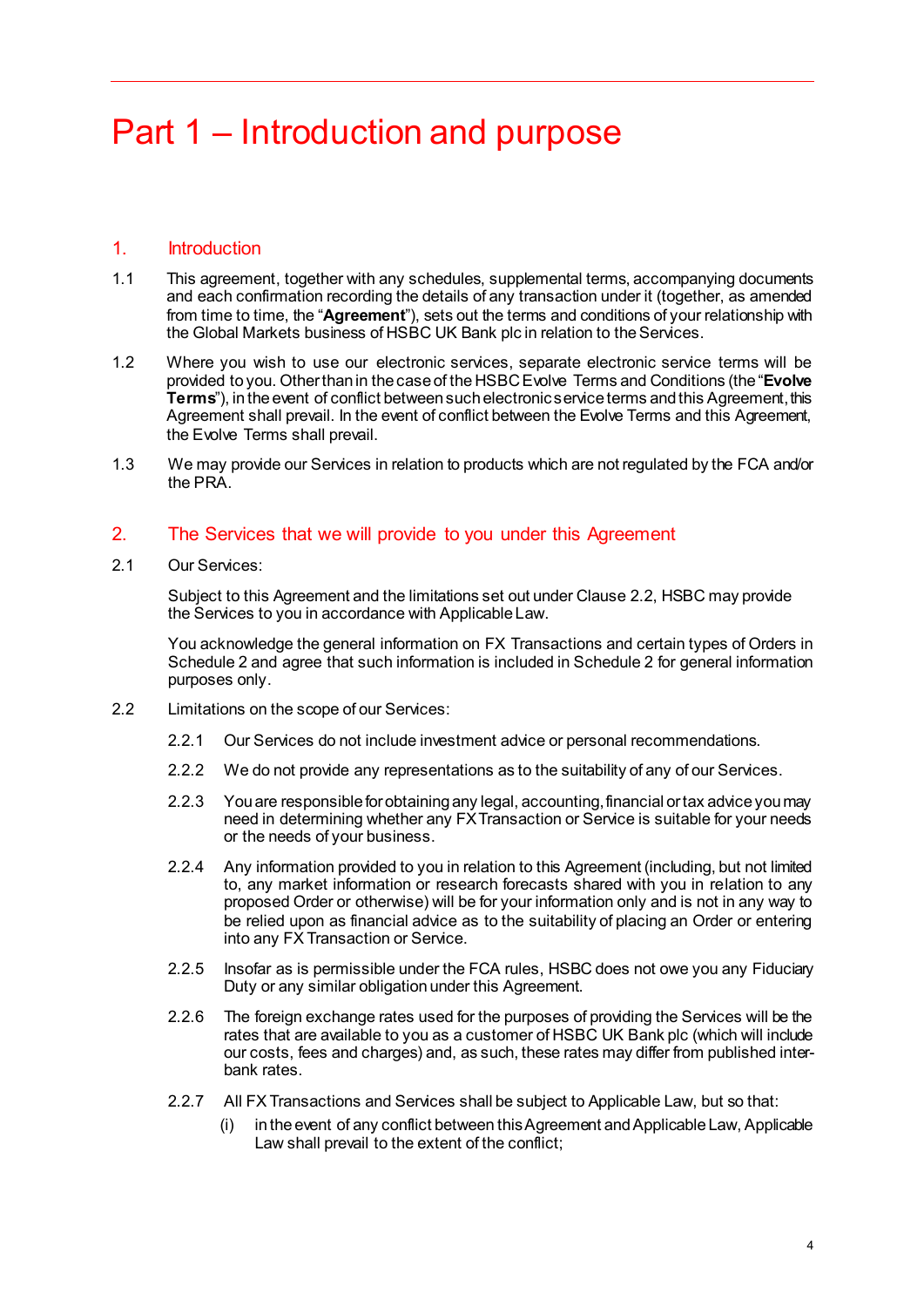# Part 1 – Introduction and purpose

## 1. Introduction

1.1 This agreement, together with any schedules, supplemental terms, accompanying documents and each confirmation recording the details of any transaction under it (together, as amended from time to time, the "**Agreement**"), sets out the terms and conditions of your relationship with the Global Markets business of HSBC UK Bank plc in relation to the Services.

1.2 Where you wish to use our electronic services, separate electronic service terms will be provided to you. Other than in the case of the HSBC Evolve Terms and Conditions (the "**Evolve Terms**"), in the event of conflict between such electronic service terms and this Agreement, this Agreement shall prevail. In the event of conflict between the Evolve Terms and this Agreement, the Evolve Terms shall prevail.

1.3 We may provide our Services in relation to products which are not regulated by the FCA and/or the PRA.

## 2. The Services that we will provide to you under this Agreement

2.1 Our Services:

Subject to this Agreement and the limitations set out under Clause 2.2, HSBC may provide the Services to you in accordance with Applicable Law.

You acknowledge the general information on FX Transactions and certain types of Orders in Schedule 2 and agree that such information is included in Schedule 2 for general information purposes only.

2.2 Limitations on the scope of our Services:

2.2.1 Our Services do not include investment advice or personal recommendations.

2.2.2 We do not provide any representations as to the suitability of any of our Services.

2.2.3 You are responsible for obtaining any legal, accounting, financial or tax advice you may need in determining whether any FX Transaction or Service is suitable for your needs or the needs of your business.

2.2.4 Any information provided to you in relation to this Agreement (including, but not limited to, any market information or research forecasts shared with you in relation to any proposed Order or otherwise) will be for your information only and is not in any way to be relied upon as financial advice as to the suitability of placing an Order or entering into any FX Transaction or Service.

2.2.5 Insofar as is permissible under the FCA rules, HSBC does not owe you any Fiduciary Duty or any similar obligation under this Agreement.

2.2.6 The foreign exchange rates used for the purposes of providing the Services will be the rates that are available to you as a customer of HSBC UK Bank plc (which will include our costs, fees and charges) and, as such, these rates may differ from published inter-bank rates.

2.2.7 All FX Transactions and Services shall be subject to Applicable Law, but so that:

(i) in the event of any conflict between this Agreement and Applicable Law, Applicable Law shall prevail to the extent of the conflict;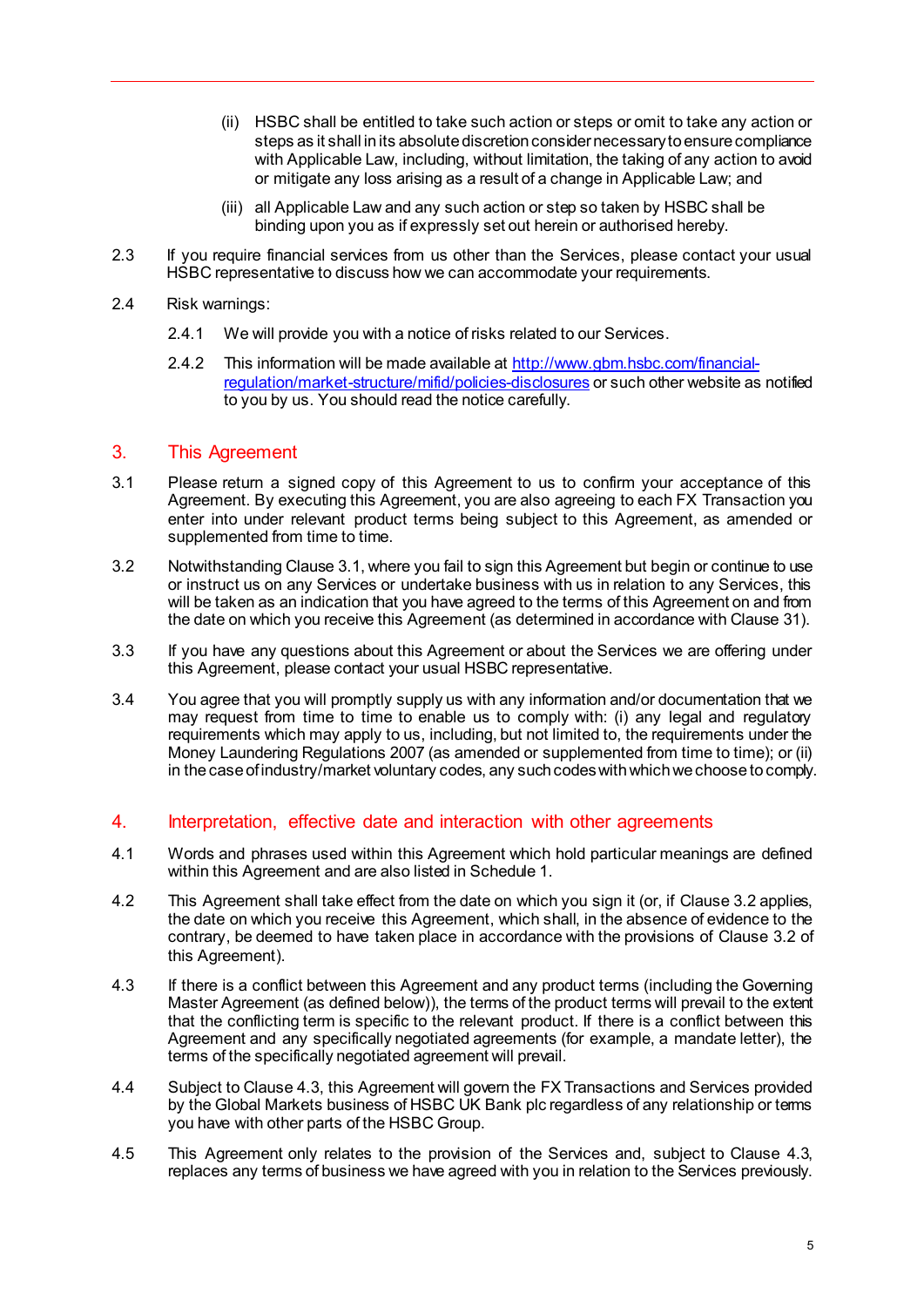(ii) HSBC shall be entitled to take such action or steps or omit to take any action or steps as it shall in its absolute discretion consider necessary to ensure compliance with Applicable Law, including, without limitation, the taking of any action to avoid or mitigate any loss arising as a result of a change in Applicable Law; and

(iii) all Applicable Law and any such action or step so taken by HSBC shall be binding upon you as if expressly set out herein or authorised hereby.

2.3 If you require financial services from us other than the Services, please contact your usual HSBC representative to discuss how we can accommodate your requirements.

2.4 Risk warnings:

2.4.1 We will provide you with a notice of risks related to our Services.

2.4.2 This information will be made available at [http://www.gbm.hsbc.com/financial-regulation/market-structure/mifid/policies-disclosures](http://www.gbm.hsbc.com/financial-regulation/market-structure/mifid/policies-disclosures) or such other website as notified to you by us. You should read the notice carefully.

## 3. This Agreement

3.1 Please return a signed copy of this Agreement to us to confirm your acceptance of this Agreement. By executing this Agreement, you are also agreeing to each FX Transaction you enter into under relevant product terms being subject to this Agreement, as amended or supplemented from time to time.

3.2 Notwithstanding Clause 3.1, where you fail to sign this Agreement but begin or continue to use or instruct us on any Services or undertake business with us in relation to any Services, this will be taken as an indication that you have agreed to the terms of this Agreement on and from the date on which you receive this Agreement (as determined in accordance with Clause 31).

3.3 If you have any questions about this Agreement or about the Services we are offering under this Agreement, please contact your usual HSBC representative.

3.4 You agree that you will promptly supply us with any information and/or documentation that we may request from time to time to enable us to comply with: (i) any legal and regulatory requirements which may apply to us, including, but not limited to, the requirements under the Money Laundering Regulations 2007 (as amended or supplemented from time to time); or (ii) in the case of industry/market voluntary codes, any such codes with which we choose to comply.

## 4. Interpretation, effective date and interaction with other agreements

4.1 Words and phrases used within this Agreement which hold particular meanings are defined within this Agreement and are also listed in Schedule 1.

4.2 This Agreement shall take effect from the date on which you sign it (or, if Clause 3.2 applies, the date on which you receive this Agreement, which shall, in the absence of evidence to the contrary, be deemed to have taken place in accordance with the provisions of Clause 3.2 of this Agreement).

4.3 If there is a conflict between this Agreement and any product terms (including the Governing Master Agreement (as defined below)), the terms of the product terms will prevail to the extent that the conflicting term is specific to the relevant product. If there is a conflict between this Agreement and any specifically negotiated agreements (for example, a mandate letter), the terms of the specifically negotiated agreement will prevail.

4.4 Subject to Clause 4.3, this Agreement will govern the FX Transactions and Services provided by the Global Markets business of HSBC UK Bank plc regardless of any relationship or terms you have with other parts of the HSBC Group.

4.5 This Agreement only relates to the provision of the Services and, subject to Clause 4.3, replaces any terms of business we have agreed with you in relation to the Services previously.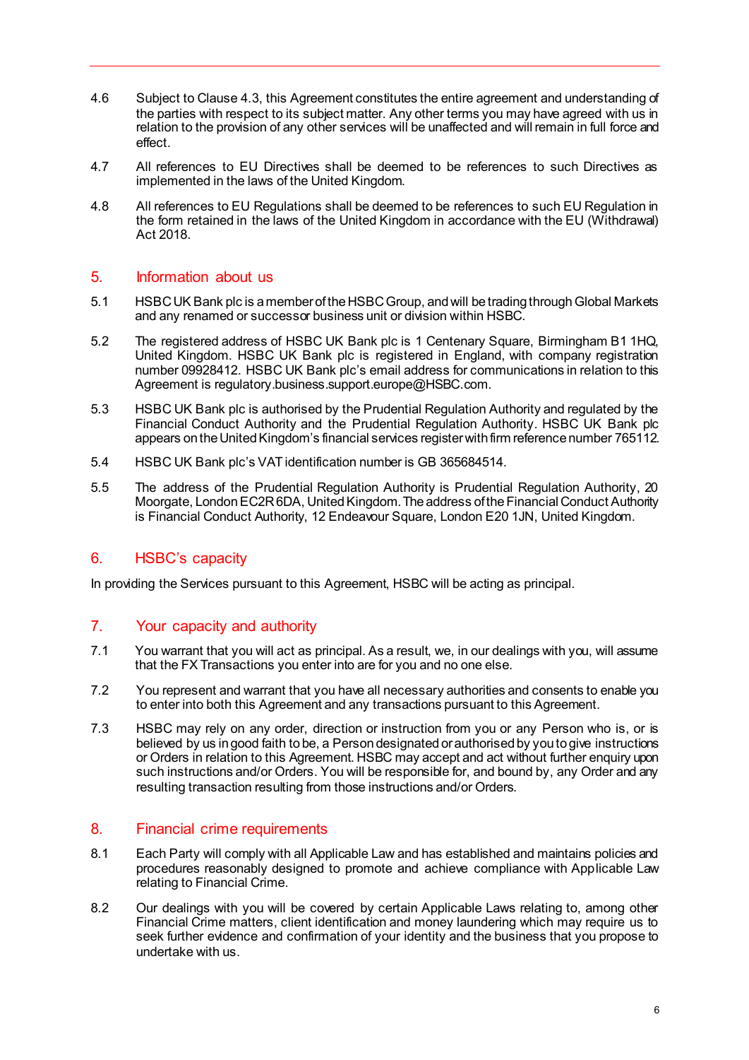4.6 Subject to Clause 4.3, this Agreement constitutes the entire agreement and understanding of the parties with respect to its subject matter. Any other terms you may have agreed with us in relation to the provision of any other services will be unaffected and will remain in full force and effect.

4.7 All references to EU Directives shall be deemed to be references to such Directives as implemented in the laws of the United Kingdom.

4.8 All references to EU Regulations shall be deemed to be references to such EU Regulation in the form retained in the laws of the United Kingdom in accordance with the EU (Withdrawal) Act 2018.

## 5. Information about us

5.1 HSBC UK Bank plc is a member of the HSBC Group, and will be trading through Global Markets and any renamed or successor business unit or division within HSBC.

5.2 The registered address of HSBC UK Bank plc is 1 Centenary Square, Birmingham B1 1HQ, United Kingdom. HSBC UK Bank plc is registered in England, with company registration number 09928412. HSBC UK Bank plc's email address for communications in relation to this Agreement is regulatory.business.support.europe@HSBC.com.

5.3 HSBC UK Bank plc is authorised by the Prudential Regulation Authority and regulated by the Financial Conduct Authority and the Prudential Regulation Authority. HSBC UK Bank plc appears on the United Kingdom's financial services register with firm reference number 765112.

5.4 HSBC UK Bank plc's VAT identification number is GB 365684514.

5.5 The address of the Prudential Regulation Authority is Prudential Regulation Authority, 20 Moorgate, London EC2R 6DA, United Kingdom. The address of the Financial Conduct Authority is Financial Conduct Authority, 12 Endeavour Square, London E20 1JN, United Kingdom.

## 6. HSBC's capacity

In providing the Services pursuant to this Agreement, HSBC will be acting as principal.

## 7. Your capacity and authority

7.1 You warrant that you will act as principal. As a result, we, in our dealings with you, will assume that the FX Transactions you enter into are for you and no one else.

7.2 You represent and warrant that you have all necessary authorities and consents to enable you to enter into both this Agreement and any transactions pursuant to this Agreement.

7.3 HSBC may rely on any order, direction or instruction from you or any Person who is, or is believed by us in good faith to be, a Person designated or authorised by you to give instructions or Orders in relation to this Agreement. HSBC may accept and act without further enquiry upon such instructions and/or Orders. You will be responsible for, and bound by, any Order and any resulting transaction resulting from those instructions and/or Orders.

## 8. Financial crime requirements

8.1 Each Party will comply with all Applicable Law and has established and maintains policies and procedures reasonably designed to promote and achieve compliance with Applicable Law relating to Financial Crime.

8.2 Our dealings with you will be covered by certain Applicable Laws relating to, among other Financial Crime matters, client identification and money laundering which may require us to seek further evidence and confirmation of your identity and the business that you propose to undertake with us.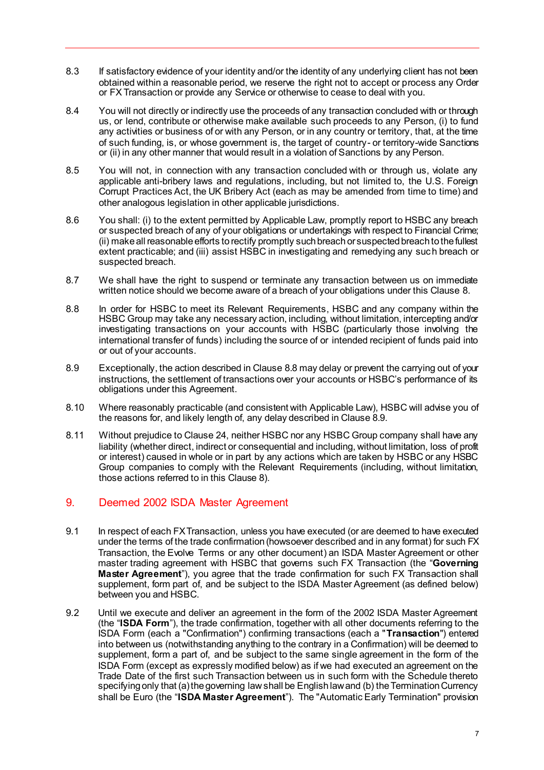8.3 If satisfactory evidence of your identity and/or the identity of any underlying client has not been obtained within a reasonable period, we reserve the right not to accept or process any Order or FX Transaction or provide any Service or otherwise to cease to deal with you.

8.4 You will not directly or indirectly use the proceeds of any transaction concluded with or through us, or lend, contribute or otherwise make available such proceeds to any Person, (i) to fund any activities or business of or with any Person, or in any country or territory, that, at the time of such funding, is, or whose government is, the target of country- or territory-wide Sanctions or (ii) in any other manner that would result in a violation of Sanctions by any Person.

8.5 You will not, in connection with any transaction concluded with or through us, violate any applicable anti-bribery laws and regulations, including, but not limited to, the U.S. Foreign Corrupt Practices Act, the UK Bribery Act (each as may be amended from time to time) and other analogous legislation in other applicable jurisdictions.

8.6 You shall: (i) to the extent permitted by Applicable Law, promptly report to HSBC any breach or suspected breach of any of your obligations or undertakings with respect to Financial Crime; (ii) make all reasonable efforts to rectify promptly such breach or suspected breach to the fullest extent practicable; and (iii) assist HSBC in investigating and remedying any such breach or suspected breach.

8.7 We shall have the right to suspend or terminate any transaction between us on immediate written notice should we become aware of a breach of your obligations under this Clause 8.

8.8 In order for HSBC to meet its Relevant Requirements, HSBC and any company within the HSBC Group may take any necessary action, including, without limitation, intercepting and/or investigating transactions on your accounts with HSBC (particularly those involving the international transfer of funds) including the source of or intended recipient of funds paid into or out of your accounts.

8.9 Exceptionally, the action described in Clause 8.8 may delay or prevent the carrying out of your instructions, the settlement of transactions over your accounts or HSBC's performance of its obligations under this Agreement.

8.10 Where reasonably practicable (and consistent with Applicable Law), HSBC will advise you of the reasons for, and likely length of, any delay described in Clause 8.9.

8.11 Without prejudice to Clause 24, neither HSBC nor any HSBC Group company shall have any liability (whether direct, indirect or consequential and including, without limitation, loss of profit or interest) caused in whole or in part by any actions which are taken by HSBC or any HSBC Group companies to comply with the Relevant Requirements (including, without limitation, those actions referred to in this Clause 8).

## 9. Deemed 2002 ISDA Master Agreement

9.1 In respect of each FX Transaction, unless you have executed (or are deemed to have executed under the terms of the trade confirmation (howsoever described and in any format) for such FX Transaction, the Evolve Terms or any other document) an ISDA Master Agreement or other master trading agreement with HSBC that governs such FX Transaction (the "**Governing Master Agreement**"), you agree that the trade confirmation for such FX Transaction shall supplement, form part of, and be subject to the ISDA Master Agreement (as defined below) between you and HSBC.

9.2 Until we execute and deliver an agreement in the form of the 2002 ISDA Master Agreement (the "**ISDA Form**"), the trade confirmation, together with all other documents referring to the ISDA Form (each a "Confirmation") confirming transactions (each a "**Transaction**") entered into between us (notwithstanding anything to the contrary in a Confirmation) will be deemed to supplement, form a part of, and be subject to the same single agreement in the form of the ISDA Form (except as expressly modified below) as if we had executed an agreement on the Trade Date of the first such Transaction between us in such form with the Schedule thereto specifying only that (a) the governing law shall be English law and (b) the Termination Currency shall be Euro (the "**ISDA Master Agreement**"). The "Automatic Early Termination" provision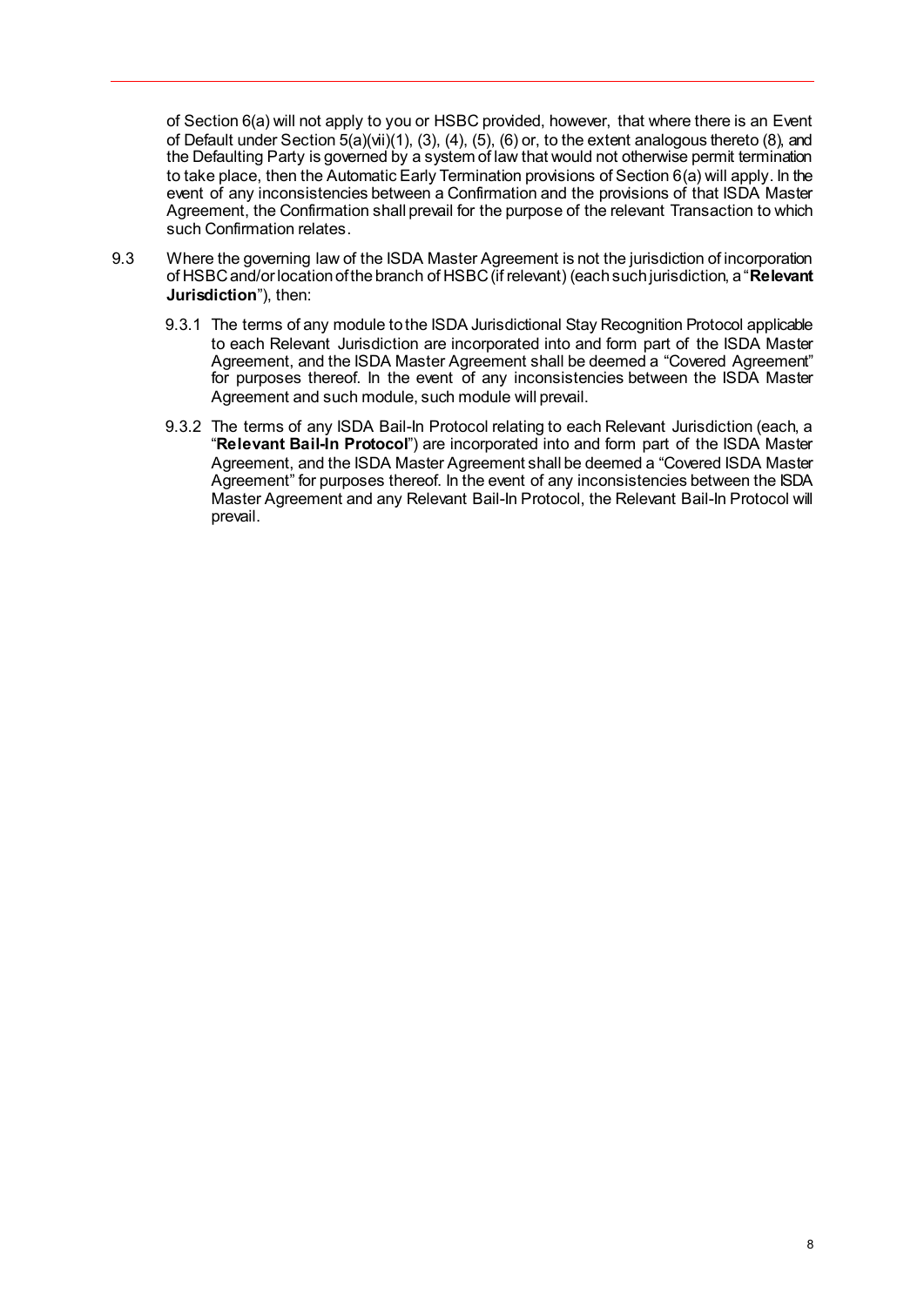of Section 6(a) will not apply to you or HSBC provided, however, that where there is an Event of Default under Section 5(a)(vii)(1), (3), (4), (5), (6) or, to the extent analogous thereto (8), and the Defaulting Party is governed by a system of law that would not otherwise permit termination to take place, then the Automatic Early Termination provisions of Section 6(a) will apply. In the event of any inconsistencies between a Confirmation and the provisions of that ISDA Master Agreement, the Confirmation shall prevail for the purpose of the relevant Transaction to which such Confirmation relates.

9.3 Where the governing law of the ISDA Master Agreement is not the jurisdiction of incorporation of HSBC and/or location of the branch of HSBC (if relevant) (each such jurisdiction, a "**Relevant Jurisdiction**"), then:

9.3.1 The terms of any module to the ISDA Jurisdictional Stay Recognition Protocol applicable to each Relevant Jurisdiction are incorporated into and form part of the ISDA Master Agreement, and the ISDA Master Agreement shall be deemed a "Covered Agreement" for purposes thereof. In the event of any inconsistencies between the ISDA Master Agreement and such module, such module will prevail.

9.3.2 The terms of any ISDA Bail-In Protocol relating to each Relevant Jurisdiction (each, a "**Relevant Bail-In Protocol**") are incorporated into and form part of the ISDA Master Agreement, and the ISDA Master Agreement shall be deemed a "Covered ISDA Master Agreement" for purposes thereof. In the event of any inconsistencies between the ISDA Master Agreement and any Relevant Bail-In Protocol, the Relevant Bail-In Protocol will prevail.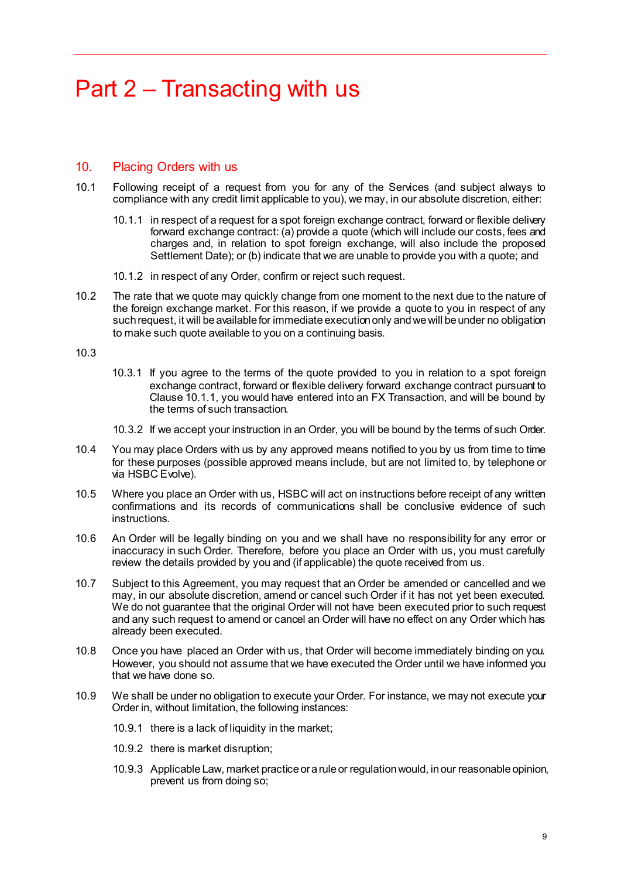# Part 2 – Transacting with us

## 10. Placing Orders with us

10.1 Following receipt of a request from you for any of the Services (and subject always to compliance with any credit limit applicable to you), we may, in our absolute discretion, either:

10.1.1 in respect of a request for a spot foreign exchange contract, forward or flexible delivery forward exchange contract: (a) provide a quote (which will include our costs, fees and charges and, in relation to spot foreign exchange, will also include the proposed Settlement Date); or (b) indicate that we are unable to provide you with a quote; and

10.1.2 in respect of any Order, confirm or reject such request.

10.2 The rate that we quote may quickly change from one moment to the next due to the nature of the foreign exchange market. For this reason, if we provide a quote to you in respect of any such request, it will be available for immediate execution only and we will be under no obligation to make such quote available to you on a continuing basis.

10.3

10.3.1 If you agree to the terms of the quote provided to you in relation to a spot foreign exchange contract, forward or flexible delivery forward exchange contract pursuant to Clause 10.1.1, you would have entered into an FX Transaction, and will be bound by the terms of such transaction.

10.3.2 If we accept your instruction in an Order, you will be bound by the terms of such Order.

10.4 You may place Orders with us by any approved means notified to you by us from time to time for these purposes (possible approved means include, but are not limited to, by telephone or via HSBC Evolve).

10.5 Where you place an Order with us, HSBC will act on instructions before receipt of any written confirmations and its records of communications shall be conclusive evidence of such instructions.

10.6 An Order will be legally binding on you and we shall have no responsibility for any error or inaccuracy in such Order. Therefore, before you place an Order with us, you must carefully review the details provided by you and (if applicable) the quote received from us.

10.7 Subject to this Agreement, you may request that an Order be amended or cancelled and we may, in our absolute discretion, amend or cancel such Order if it has not yet been executed. We do not guarantee that the original Order will not have been executed prior to such request and any such request to amend or cancel an Order will have no effect on any Order which has already been executed.

10.8 Once you have placed an Order with us, that Order will become immediately binding on you. However, you should not assume that we have executed the Order until we have informed you that we have done so.

10.9 We shall be under no obligation to execute your Order. For instance, we may not execute your Order in, without limitation, the following instances:

10.9.1 there is a lack of liquidity in the market;

10.9.2 there is market disruption;

10.9.3 Applicable Law, market practice or a rule or regulation would, in our reasonable opinion, prevent us from doing so;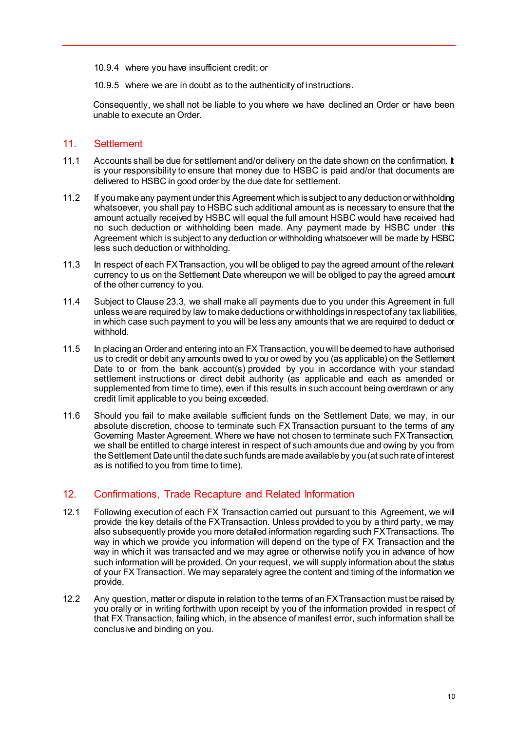10.9.4 where you have insufficient credit; or

10.9.5 where we are in doubt as to the authenticity of instructions.

Consequently, we shall not be liable to you where we have declined an Order or have been unable to execute an Order.

## 11. Settlement

11.1 Accounts shall be due for settlement and/or delivery on the date shown on the confirmation. It is your responsibility to ensure that money due to HSBC is paid and/or that documents are delivered to HSBC in good order by the due date for settlement.

11.2 If you make any payment under this Agreement which is subject to any deduction or withholding whatsoever, you shall pay to HSBC such additional amount as is necessary to ensure that the amount actually received by HSBC will equal the full amount HSBC would have received had no such deduction or withholding been made. Any payment made by HSBC under this Agreement which is subject to any deduction or withholding whatsoever will be made by HSBC less such deduction or withholding.

11.3 In respect of each FX Transaction, you will be obliged to pay the agreed amount of the relevant currency to us on the Settlement Date whereupon we will be obliged to pay the agreed amount of the other currency to you.

11.4 Subject to Clause 23.3, we shall make all payments due to you under this Agreement in full unless we are required by law to make deductions or withholdings in respect of any tax liabilities, in which case such payment to you will be less any amounts that we are required to deduct or withhold.

11.5 In placing an Order and entering into an FX Transaction, you will be deemed to have authorised us to credit or debit any amounts owed to you or owed by you (as applicable) on the Settlement Date to or from the bank account(s) provided by you in accordance with your standard settlement instructions or direct debit authority (as applicable and each as amended or supplemented from time to time), even if this results in such account being overdrawn or any credit limit applicable to you being exceeded.

11.6 Should you fail to make available sufficient funds on the Settlement Date, we may, in our absolute discretion, choose to terminate such FX Transaction pursuant to the terms of any Governing Master Agreement. Where we have not chosen to terminate such FX Transaction, we shall be entitled to charge interest in respect of such amounts due and owing by you from the Settlement Date until the date such funds are made available by you (at such rate of interest as is notified to you from time to time).

## 12. Confirmations, Trade Recapture and Related Information

12.1 Following execution of each FX Transaction carried out pursuant to this Agreement, we will provide the key details of the FX Transaction. Unless provided to you by a third party, we may also subsequently provide you more detailed information regarding such FX Transactions. The way in which we provide you information will depend on the type of FX Transaction and the way in which it was transacted and we may agree or otherwise notify you in advance of how such information will be provided. On your request, we will supply information about the status of your FX Transaction. We may separately agree the content and timing of the information we provide.

12.2 Any question, matter or dispute in relation to the terms of an FX Transaction must be raised by you orally or in writing forthwith upon receipt by you of the information provided in respect of that FX Transaction, failing which, in the absence of manifest error, such information shall be conclusive and binding on you.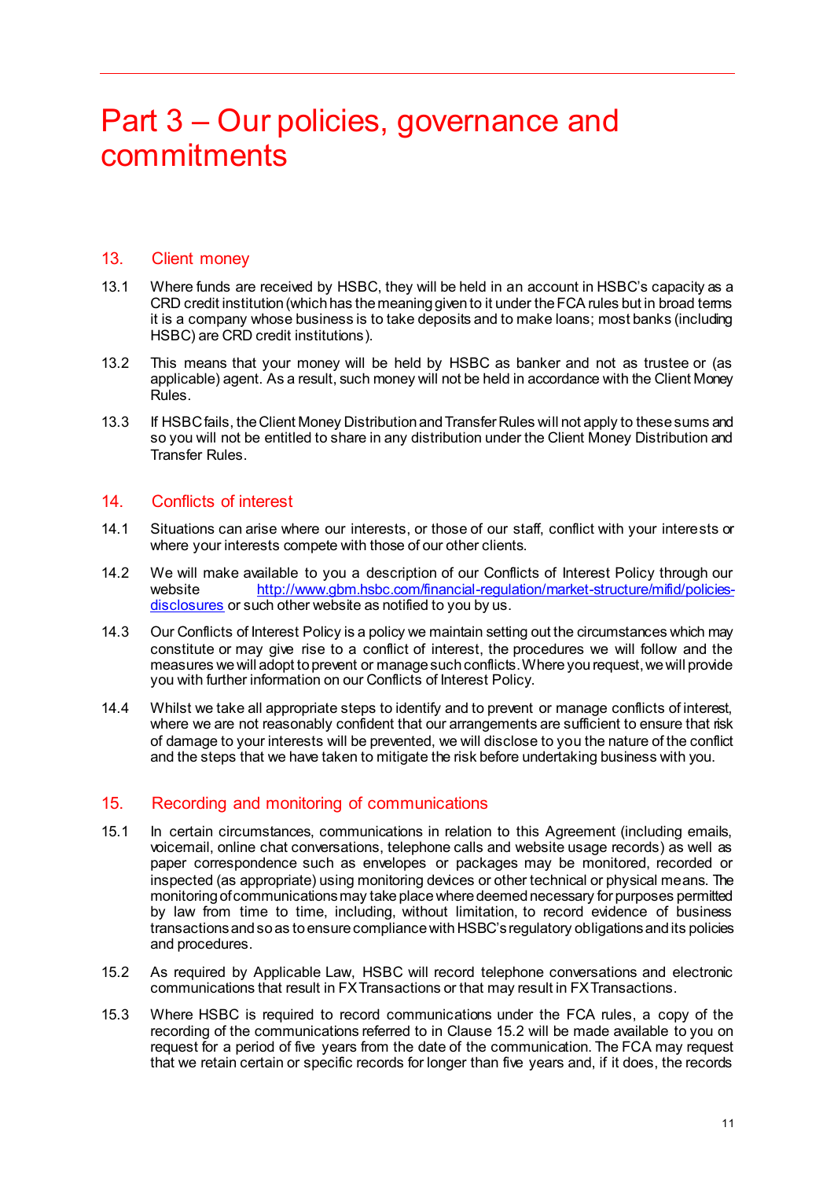# Part 3 – Our policies, governance and commitments

## 13. Client money

13.1 Where funds are received by HSBC, they will be held in an account in HSBC's capacity as a CRD credit institution (which has the meaning given to it under the FCA rules but in broad terms it is a company whose business is to take deposits and to make loans; most banks (including HSBC) are CRD credit institutions).

13.2 This means that your money will be held by HSBC as banker and not as trustee or (as applicable) agent. As a result, such money will not be held in accordance with the Client Money Rules.

13.3 If HSBC fails, the Client Money Distribution and Transfer Rules will not apply to these sums and so you will not be entitled to share in any distribution under the Client Money Distribution and Transfer Rules.

## 14. Conflicts of interest

14.1 Situations can arise where our interests, or those of our staff, conflict with your interests or where your interests compete with those of our other clients.

14.2 We will make available to you a description of our Conflicts of Interest Policy through our website [http://www.gbm.hsbc.com/financial-regulation/market-structure/mifid/policies-disclosures](http://www.gbm.hsbc.com/financial-regulation/market-structure/mifid/policies-disclosures) or such other website as notified to you by us.

14.3 Our Conflicts of Interest Policy is a policy we maintain setting out the circumstances which may constitute or may give rise to a conflict of interest, the procedures we will follow and the measures we will adopt to prevent or manage such conflicts. Where you request, we will provide you with further information on our Conflicts of Interest Policy.

14.4 Whilst we take all appropriate steps to identify and to prevent or manage conflicts of interest, where we are not reasonably confident that our arrangements are sufficient to ensure that risk of damage to your interests will be prevented, we will disclose to you the nature of the conflict and the steps that we have taken to mitigate the risk before undertaking business with you.

## 15. Recording and monitoring of communications

15.1 In certain circumstances, communications in relation to this Agreement (including emails, voicemail, online chat conversations, telephone calls and website usage records) as well as paper correspondence such as envelopes or packages may be monitored, recorded or inspected (as appropriate) using monitoring devices or other technical or physical means. The monitoring of communications may take place where deemed necessary for purposes permitted by law from time to time, including, without limitation, to record evidence of business transactions and so as to ensure compliance with HSBC's regulatory obligations and its policies and procedures.

15.2 As required by Applicable Law, HSBC will record telephone conversations and electronic communications that result in FX Transactions or that may result in FX Transactions.

15.3 Where HSBC is required to record communications under the FCA rules, a copy of the recording of the communications referred to in Clause 15.2 will be made available to you on request for a period of five years from the date of the communication. The FCA may request that we retain certain or specific records for longer than five years and, if it does, the records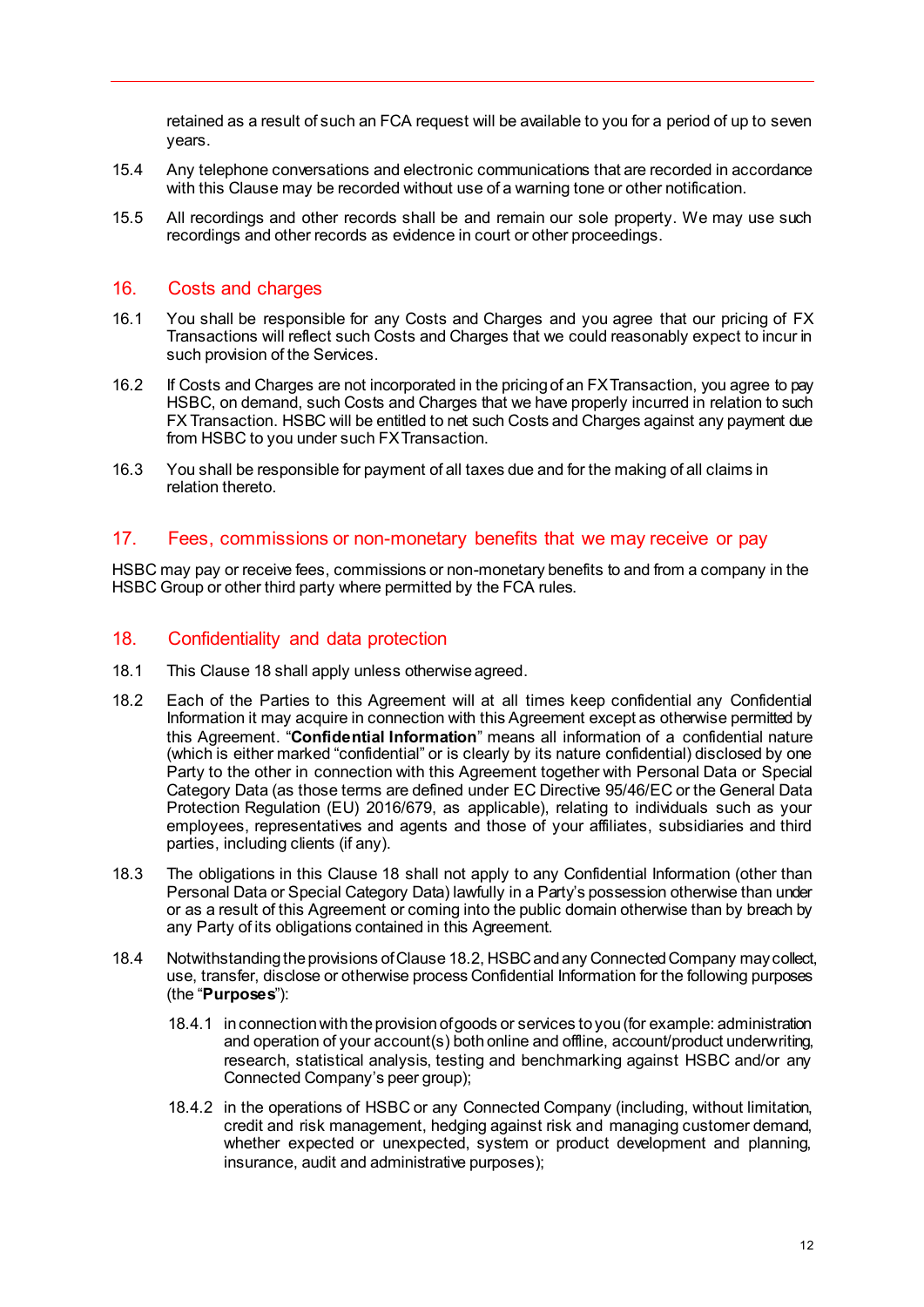retained as a result of such an FCA request will be available to you for a period of up to seven years.

15.4 Any telephone conversations and electronic communications that are recorded in accordance with this Clause may be recorded without use of a warning tone or other notification.

15.5 All recordings and other records shall be and remain our sole property. We may use such recordings and other records as evidence in court or other proceedings.

## 16. Costs and charges

16.1 You shall be responsible for any Costs and Charges and you agree that our pricing of FX Transactions will reflect such Costs and Charges that we could reasonably expect to incur in such provision of the Services.

16.2 If Costs and Charges are not incorporated in the pricing of an FX Transaction, you agree to pay HSBC, on demand, such Costs and Charges that we have properly incurred in relation to such FX Transaction. HSBC will be entitled to net such Costs and Charges against any payment due from HSBC to you under such FX Transaction.

16.3 You shall be responsible for payment of all taxes due and for the making of all claims in relation thereto.

## 17. Fees, commissions or non-monetary benefits that we may receive or pay

HSBC may pay or receive fees, commissions or non-monetary benefits to and from a company in the HSBC Group or other third party where permitted by the FCA rules.

## 18. Confidentiality and data protection

18.1 This Clause 18 shall apply unless otherwise agreed.

18.2 Each of the Parties to this Agreement will at all times keep confidential any Confidential Information it may acquire in connection with this Agreement except as otherwise permitted by this Agreement. "**Confidential Information**" means all information of a confidential nature (which is either marked "confidential" or is clearly by its nature confidential) disclosed by one Party to the other in connection with this Agreement together with Personal Data or Special Category Data (as those terms are defined under EC Directive 95/46/EC or the General Data Protection Regulation (EU) 2016/679, as applicable), relating to individuals such as your employees, representatives and agents and those of your affiliates, subsidiaries and third parties, including clients (if any).

18.3 The obligations in this Clause 18 shall not apply to any Confidential Information (other than Personal Data or Special Category Data) lawfully in a Party's possession otherwise than under or as a result of this Agreement or coming into the public domain otherwise than by breach by any Party of its obligations contained in this Agreement.

18.4 Notwithstanding the provisions of Clause 18.2, HSBC and any Connected Company may collect, use, transfer, disclose or otherwise process Confidential Information for the following purposes (the "**Purposes**"):

18.4.1 in connection with the provision of goods or services to you (for example: administration and operation of your account(s) both online and offline, account/product underwriting, research, statistical analysis, testing and benchmarking against HSBC and/or any Connected Company's peer group);

18.4.2 in the operations of HSBC or any Connected Company (including, without limitation, credit and risk management, hedging against risk and managing customer demand, whether expected or unexpected, system or product development and planning, insurance, audit and administrative purposes);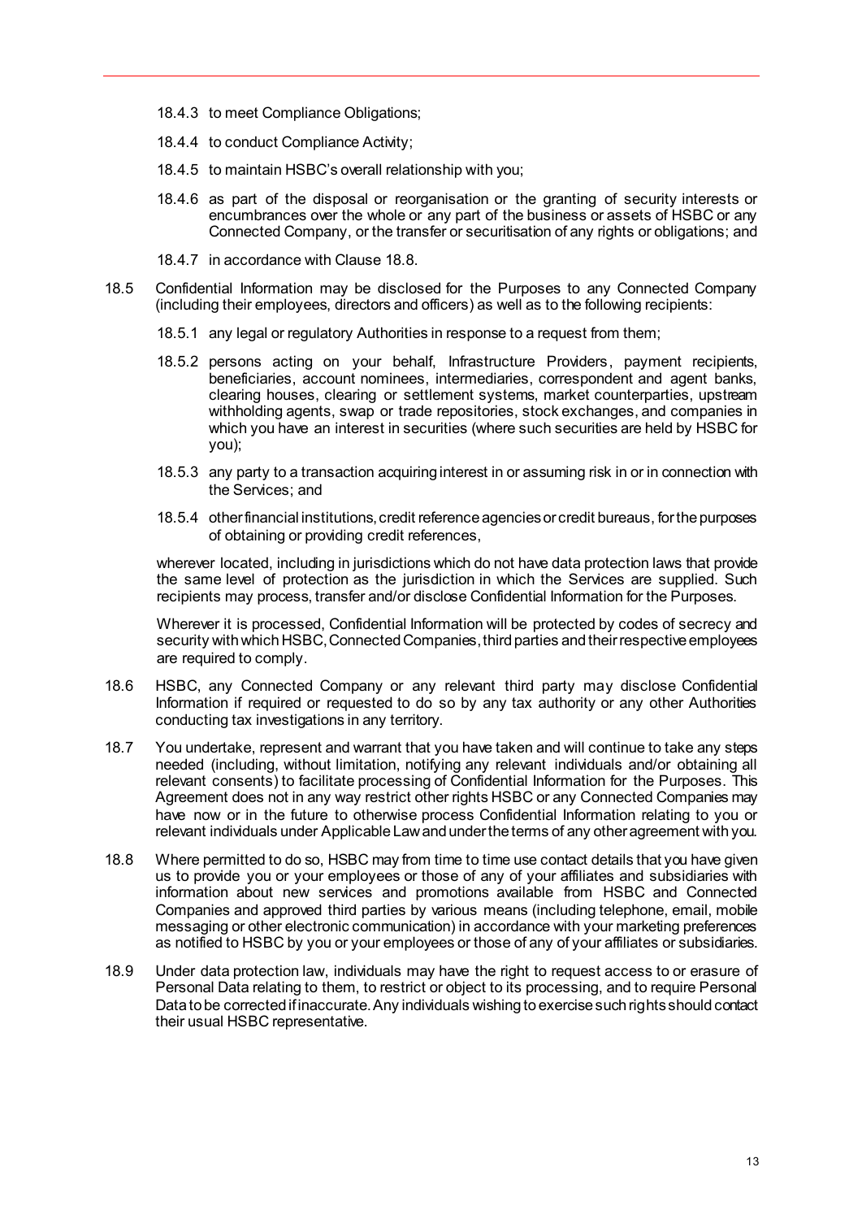18.4.3 to meet Compliance Obligations;

18.4.4 to conduct Compliance Activity;

18.4.5 to maintain HSBC's overall relationship with you;

18.4.6 as part of the disposal or reorganisation or the granting of security interests or encumbrances over the whole or any part of the business or assets of HSBC or any Connected Company, or the transfer or securitisation of any rights or obligations; and

18.4.7 in accordance with Clause 18.8.

18.5 Confidential Information may be disclosed for the Purposes to any Connected Company (including their employees, directors and officers) as well as to the following recipients:

18.5.1 any legal or regulatory Authorities in response to a request from them;

18.5.2 persons acting on your behalf, Infrastructure Providers, payment recipients, beneficiaries, account nominees, intermediaries, correspondent and agent banks, clearing houses, clearing or settlement systems, market counterparties, upstream withholding agents, swap or trade repositories, stock exchanges, and companies in which you have an interest in securities (where such securities are held by HSBC for you);

18.5.3 any party to a transaction acquiring interest in or assuming risk in or in connection with the Services; and

18.5.4 other financial institutions, credit reference agencies or credit bureaus, for the purposes of obtaining or providing credit references,

wherever located, including in jurisdictions which do not have data protection laws that provide the same level of protection as the jurisdiction in which the Services are supplied. Such recipients may process, transfer and/or disclose Confidential Information for the Purposes.

Wherever it is processed, Confidential Information will be protected by codes of secrecy and security with which HSBC, Connected Companies, third parties and their respective employees are required to comply.

18.6 HSBC, any Connected Company or any relevant third party may disclose Confidential Information if required or requested to do so by any tax authority or any other Authorities conducting tax investigations in any territory.

18.7 You undertake, represent and warrant that you have taken and will continue to take any steps needed (including, without limitation, notifying any relevant individuals and/or obtaining all relevant consents) to facilitate processing of Confidential Information for the Purposes. This Agreement does not in any way restrict other rights HSBC or any Connected Companies may have now or in the future to otherwise process Confidential Information relating to you or relevant individuals under Applicable Law and under the terms of any other agreement with you.

18.8 Where permitted to do so, HSBC may from time to time use contact details that you have given us to provide you or your employees or those of any of your affiliates and subsidiaries with information about new services and promotions available from HSBC and Connected Companies and approved third parties by various means (including telephone, email, mobile messaging or other electronic communication) in accordance with your marketing preferences as notified to HSBC by you or your employees or those of any of your affiliates or subsidiaries.

18.9 Under data protection law, individuals may have the right to request access to or erasure of Personal Data relating to them, to restrict or object to its processing, and to require Personal Data to be corrected if inaccurate. Any individuals wishing to exercise such rights should contact their usual HSBC representative.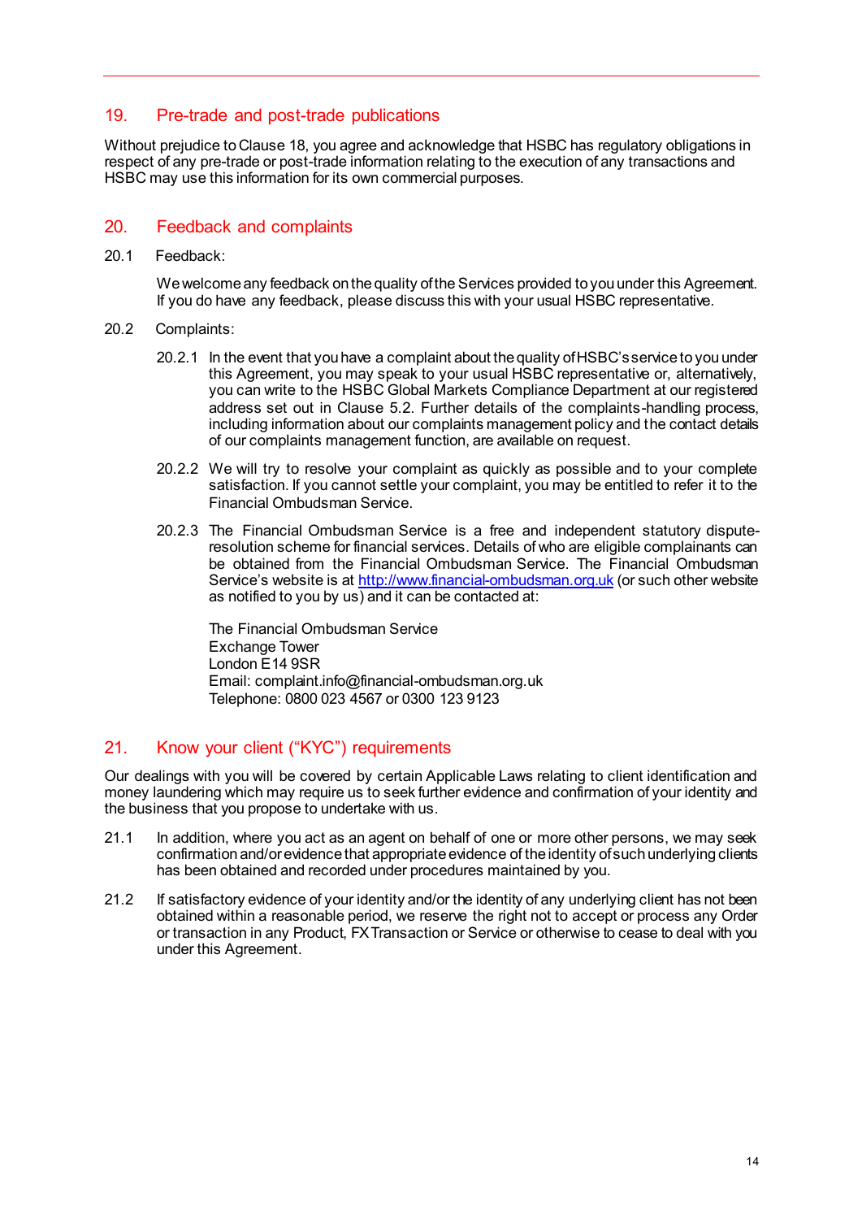## 19. Pre-trade and post-trade publications

Without prejudice to Clause 18, you agree and acknowledge that HSBC has regulatory obligations in respect of any pre-trade or post-trade information relating to the execution of any transactions and HSBC may use this information for its own commercial purposes.

## 20. Feedback and complaints

20.1 Feedback:

We welcome any feedback on the quality of the Services provided to you under this Agreement. If you do have any feedback, please discuss this with your usual HSBC representative.

20.2 Complaints:

20.2.1 In the event that you have a complaint about the quality of HSBC's service to you under this Agreement, you may speak to your usual HSBC representative or, alternatively, you can write to the HSBC Global Markets Compliance Department at our registered address set out in Clause 5.2. Further details of the complaints-handling process, including information about our complaints management policy and the contact details of our complaints management function, are available on request.

20.2.2 We will try to resolve your complaint as quickly as possible and to your complete satisfaction. If you cannot settle your complaint, you may be entitled to refer it to the Financial Ombudsman Service.

20.2.3 The Financial Ombudsman Service is a free and independent statutory dispute-resolution scheme for financial services. Details of who are eligible complainants can be obtained from the Financial Ombudsman Service. The Financial Ombudsman Service's website is at http://www.financial-ombudsman.org.uk (or such other website as notified to you by us) and it can be contacted at:

The Financial Ombudsman Service
Exchange Tower
London E14 9SR
Email: complaint.info@financial-ombudsman.org.uk
Telephone: 0800 023 4567 or 0300 123 9123

## 21. Know your client ("KYC") requirements

Our dealings with you will be covered by certain Applicable Laws relating to client identification and money laundering which may require us to seek further evidence and confirmation of your identity and the business that you propose to undertake with us.

21.1 In addition, where you act as an agent on behalf of one or more other persons, we may seek confirmation and/or evidence that appropriate evidence of the identity of such underlying clients has been obtained and recorded under procedures maintained by you.

21.2 If satisfactory evidence of your identity and/or the identity of any underlying client has not been obtained within a reasonable period, we reserve the right not to accept or process any Order or transaction in any Product, FX Transaction or Service or otherwise to cease to deal with you under this Agreement.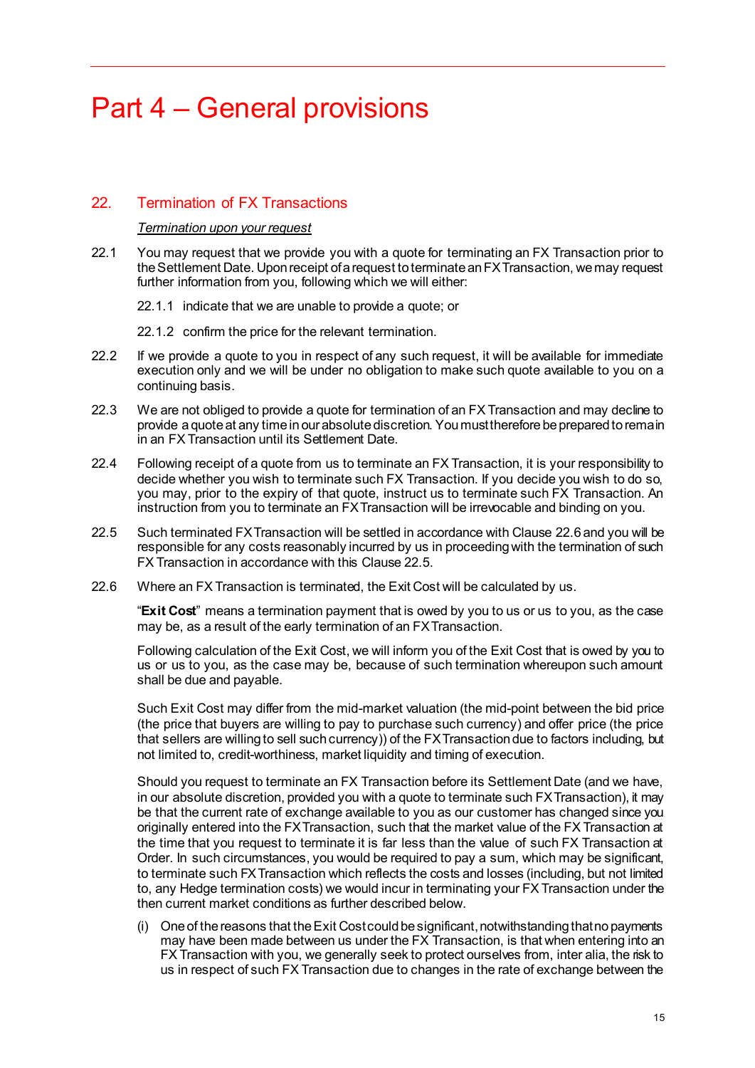# Part 4 – General provisions

## 22. Termination of FX Transactions

*Termination upon your request*

22.1 You may request that we provide you with a quote for terminating an FX Transaction prior to the Settlement Date. Upon receipt of a request to terminate an FX Transaction, we may request further information from you, following which we will either:

22.1.1 indicate that we are unable to provide a quote; or

22.1.2 confirm the price for the relevant termination.

22.2 If we provide a quote to you in respect of any such request, it will be available for immediate execution only and we will be under no obligation to make such quote available to you on a continuing basis.

22.3 We are not obliged to provide a quote for termination of an FX Transaction and may decline to provide a quote at any time in our absolute discretion. You must therefore be prepared to remain in an FX Transaction until its Settlement Date.

22.4 Following receipt of a quote from us to terminate an FX Transaction, it is your responsibility to decide whether you wish to terminate such FX Transaction. If you decide you wish to do so, you may, prior to the expiry of that quote, instruct us to terminate such FX Transaction. An instruction from you to terminate an FX Transaction will be irrevocable and binding on you.

22.5 Such terminated FX Transaction will be settled in accordance with Clause 22.6 and you will be responsible for any costs reasonably incurred by us in proceeding with the termination of such FX Transaction in accordance with this Clause 22.5.

22.6 Where an FX Transaction is terminated, the Exit Cost will be calculated by us.

"**Exit Cost**" means a termination payment that is owed by you to us or us to you, as the case may be, as a result of the early termination of an FX Transaction.

Following calculation of the Exit Cost, we will inform you of the Exit Cost that is owed by you to us or us to you, as the case may be, because of such termination whereupon such amount shall be due and payable.

Such Exit Cost may differ from the mid-market valuation (the mid-point between the bid price (the price that buyers are willing to pay to purchase such currency) and offer price (the price that sellers are willing to sell such currency)) of the FX Transaction due to factors including, but not limited to, credit-worthiness, market liquidity and timing of execution.

Should you request to terminate an FX Transaction before its Settlement Date (and we have, in our absolute discretion, provided you with a quote to terminate such FX Transaction), it may be that the current rate of exchange available to you as our customer has changed since you originally entered into the FX Transaction, such that the market value of the FX Transaction at the time that you request to terminate it is far less than the value of such FX Transaction at Order. In such circumstances, you would be required to pay a sum, which may be significant, to terminate such FX Transaction which reflects the costs and losses (including, but not limited to, any Hedge termination costs) we would incur in terminating your FX Transaction under the then current market conditions as further described below.

(i) One of the reasons that the Exit Cost could be significant, notwithstanding that no payments may have been made between us under the FX Transaction, is that when entering into an FX Transaction with you, we generally seek to protect ourselves from, inter alia, the risk to us in respect of such FX Transaction due to changes in the rate of exchange between the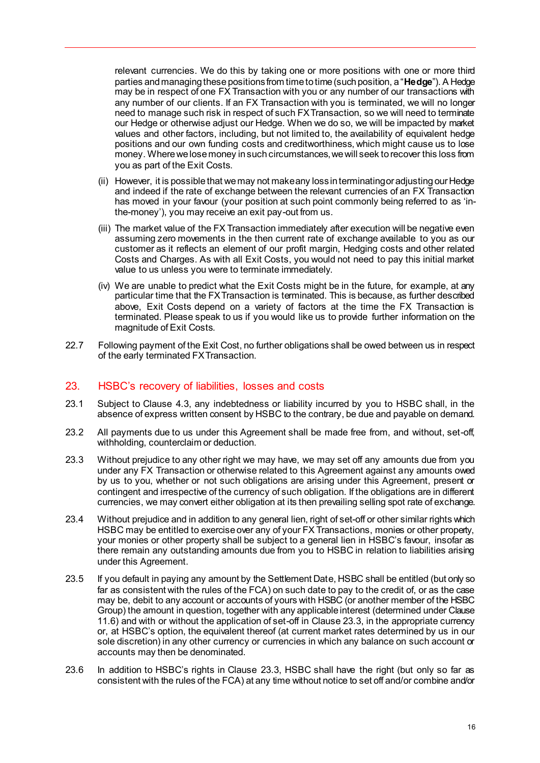relevant currencies. We do this by taking one or more positions with one or more third parties and managing these positions from time to time (such position, a "**Hedge**"). A Hedge may be in respect of one FX Transaction with you or any number of our transactions with any number of our clients. If an FX Transaction with you is terminated, we will no longer need to manage such risk in respect of such FX Transaction, so we will need to terminate our Hedge or otherwise adjust our Hedge. When we do so, we will be impacted by market values and other factors, including, but not limited to, the availability of equivalent hedge positions and our own funding costs and creditworthiness, which might cause us to lose money. Where we lose money in such circumstances, we will seek to recover this loss from you as part of the Exit Costs.

(ii) However, it is possible that we may not make any loss in terminating or adjusting our Hedge and indeed if the rate of exchange between the relevant currencies of an FX Transaction has moved in your favour (your position at such point commonly being referred to as 'in-the-money'), you may receive an exit pay-out from us.

(iii) The market value of the FX Transaction immediately after execution will be negative even assuming zero movements in the then current rate of exchange available to you as our customer as it reflects an element of our profit margin, Hedging costs and other related Costs and Charges. As with all Exit Costs, you would not need to pay this initial market value to us unless you were to terminate immediately.

(iv) We are unable to predict what the Exit Costs might be in the future, for example, at any particular time that the FX Transaction is terminated. This is because, as further described above, Exit Costs depend on a variety of factors at the time the FX Transaction is terminated. Please speak to us if you would like us to provide further information on the magnitude of Exit Costs.

22.7 Following payment of the Exit Cost, no further obligations shall be owed between us in respect of the early terminated FX Transaction.

## 23. HSBC's recovery of liabilities, losses and costs

23.1 Subject to Clause 4.3, any indebtedness or liability incurred by you to HSBC shall, in the absence of express written consent by HSBC to the contrary, be due and payable on demand.

23.2 All payments due to us under this Agreement shall be made free from, and without, set-off, withholding, counterclaim or deduction.

23.3 Without prejudice to any other right we may have, we may set off any amounts due from you under any FX Transaction or otherwise related to this Agreement against any amounts owed by us to you, whether or not such obligations are arising under this Agreement, present or contingent and irrespective of the currency of such obligation. If the obligations are in different currencies, we may convert either obligation at its then prevailing selling spot rate of exchange.

23.4 Without prejudice and in addition to any general lien, right of set-off or other similar rights which HSBC may be entitled to exercise over any of your FX Transactions, monies or other property, your monies or other property shall be subject to a general lien in HSBC's favour, insofar as there remain any outstanding amounts due from you to HSBC in relation to liabilities arising under this Agreement.

23.5 If you default in paying any amount by the Settlement Date, HSBC shall be entitled (but only so far as consistent with the rules of the FCA) on such date to pay to the credit of, or as the case may be, debit to any account or accounts of yours with HSBC (or another member of the HSBC Group) the amount in question, together with any applicable interest (determined under Clause 11.6) and with or without the application of set-off in Clause 23.3, in the appropriate currency or, at HSBC's option, the equivalent thereof (at current market rates determined by us in our sole discretion) in any other currency or currencies in which any balance on such account or accounts may then be denominated.

23.6 In addition to HSBC's rights in Clause 23.3, HSBC shall have the right (but only so far as consistent with the rules of the FCA) at any time without notice to set off and/or combine and/or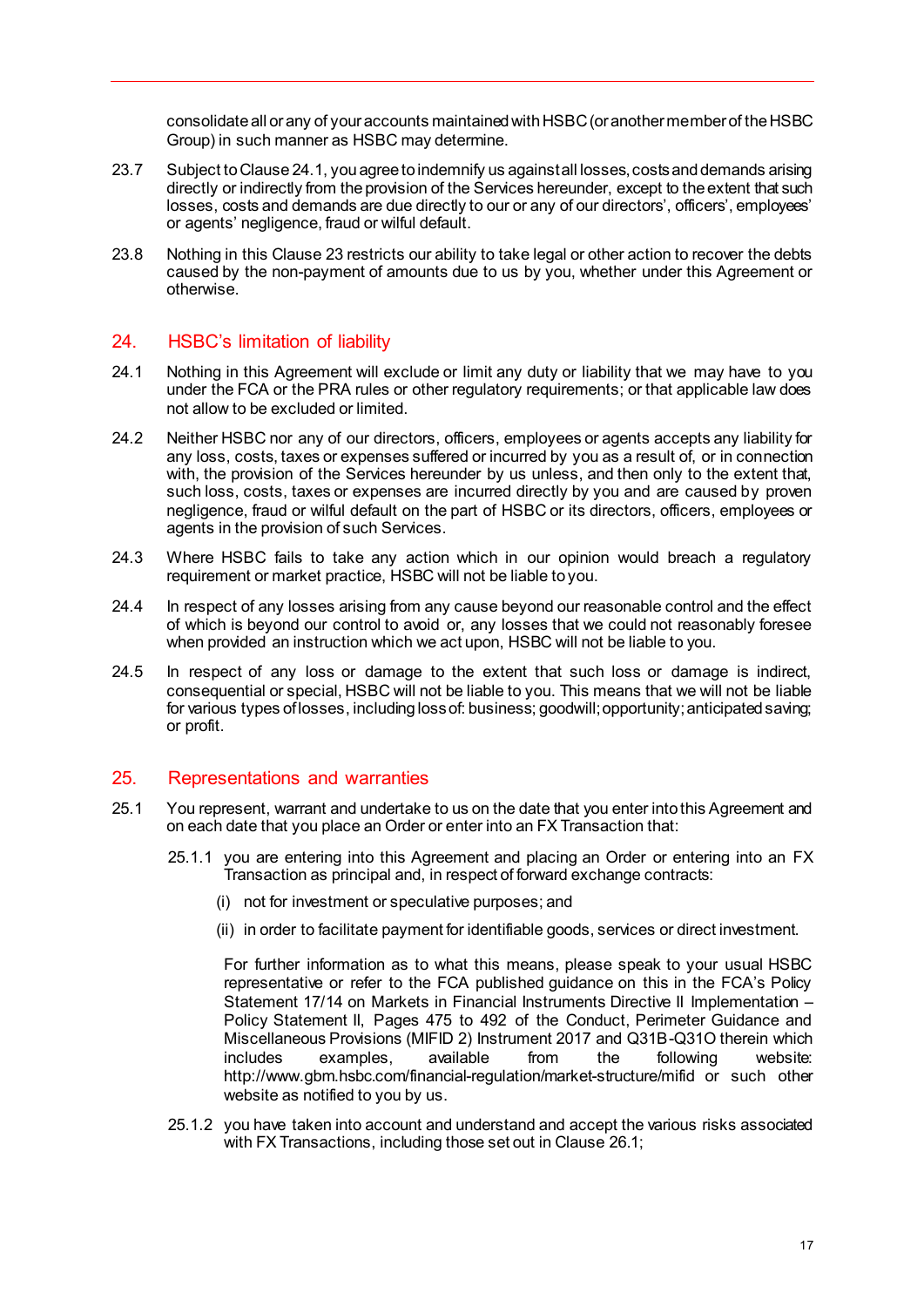consolidate all or any of your accounts maintained with HSBC (or another member of the HSBC Group) in such manner as HSBC may determine.

23.7 Subject to Clause 24.1, you agree to indemnify us against all losses, costs and demands arising directly or indirectly from the provision of the Services hereunder, except to the extent that such losses, costs and demands are due directly to our or any of our directors', officers', employees' or agents' negligence, fraud or wilful default.

23.8 Nothing in this Clause 23 restricts our ability to take legal or other action to recover the debts caused by the non-payment of amounts due to us by you, whether under this Agreement or otherwise.

## 24. HSBC's limitation of liability

24.1 Nothing in this Agreement will exclude or limit any duty or liability that we may have to you under the FCA or the PRA rules or other regulatory requirements; or that applicable law does not allow to be excluded or limited.

24.2 Neither HSBC nor any of our directors, officers, employees or agents accepts any liability for any loss, costs, taxes or expenses suffered or incurred by you as a result of, or in connection with, the provision of the Services hereunder by us unless, and then only to the extent that, such loss, costs, taxes or expenses are incurred directly by you and are caused by proven negligence, fraud or wilful default on the part of HSBC or its directors, officers, employees or agents in the provision of such Services.

24.3 Where HSBC fails to take any action which in our opinion would breach a regulatory requirement or market practice, HSBC will not be liable to you.

24.4 In respect of any losses arising from any cause beyond our reasonable control and the effect of which is beyond our control to avoid or, any losses that we could not reasonably foresee when provided an instruction which we act upon, HSBC will not be liable to you.

24.5 In respect of any loss or damage to the extent that such loss or damage is indirect, consequential or special, HSBC will not be liable to you. This means that we will not be liable for various types of losses, including loss of: business; goodwill; opportunity; anticipated saving; or profit.

## 25. Representations and warranties

25.1 You represent, warrant and undertake to us on the date that you enter into this Agreement and on each date that you place an Order or enter into an FX Transaction that:

25.1.1 you are entering into this Agreement and placing an Order or entering into an FX Transaction as principal and, in respect of forward exchange contracts:

(i) not for investment or speculative purposes; and

(ii) in order to facilitate payment for identifiable goods, services or direct investment.

For further information as to what this means, please speak to your usual HSBC representative or refer to the FCA published guidance on this in the FCA's Policy Statement 17/14 on Markets in Financial Instruments Directive II Implementation – Policy Statement II, Pages 475 to 492 of the Conduct, Perimeter Guidance and Miscellaneous Provisions (MIFID 2) Instrument 2017 and Q31B-Q31O therein which includes examples, available from the following website: http://www.gbm.hsbc.com/financial-regulation/market-structure/mifid or such other website as notified to you by us.

25.1.2 you have taken into account and understand and accept the various risks associated with FX Transactions, including those set out in Clause 26.1;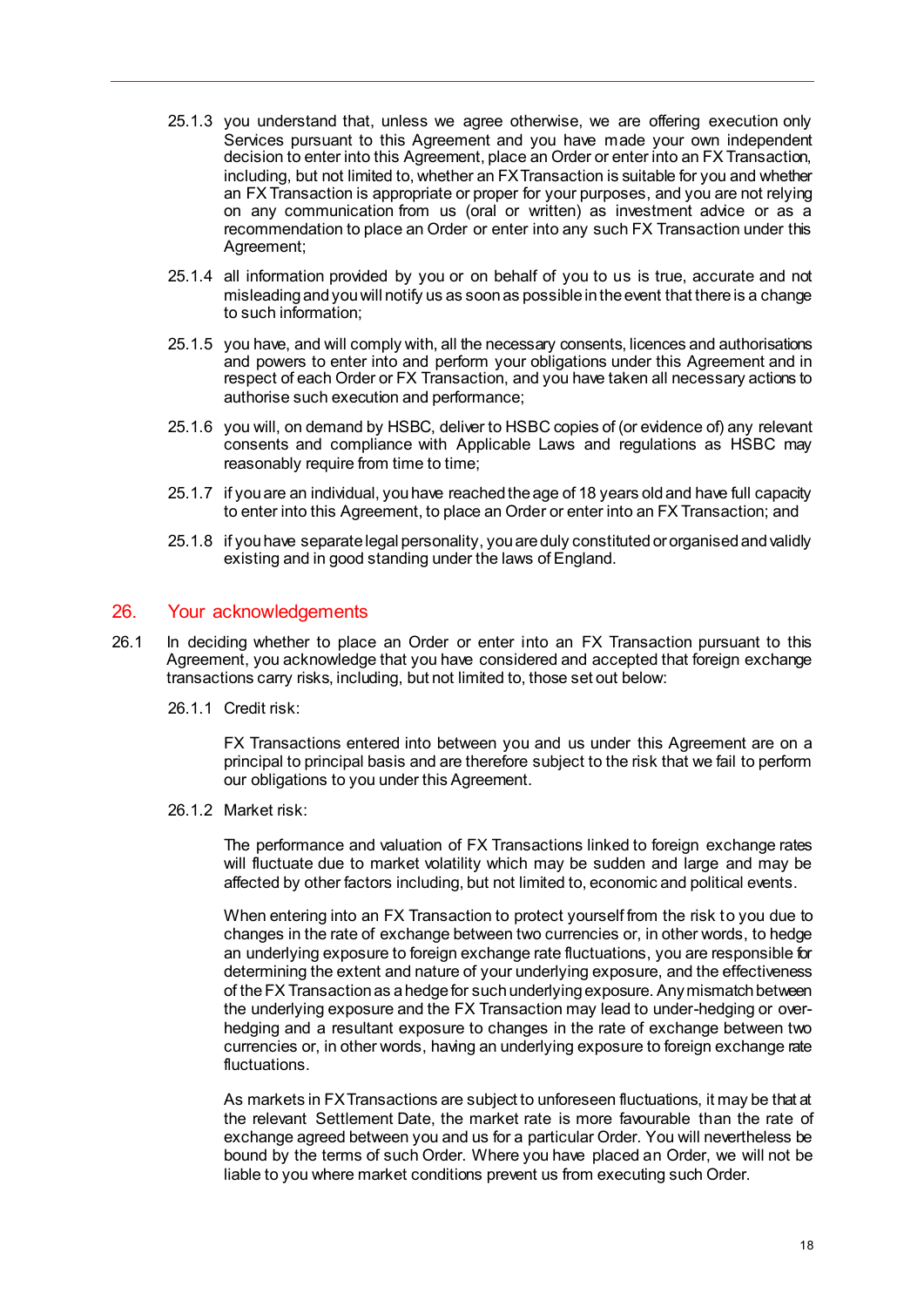25.1.3 you understand that, unless we agree otherwise, we are offering execution only Services pursuant to this Agreement and you have made your own independent decision to enter into this Agreement, place an Order or enter into an FX Transaction, including, but not limited to, whether an FX Transaction is suitable for you and whether an FX Transaction is appropriate or proper for your purposes, and you are not relying on any communication from us (oral or written) as investment advice or as a recommendation to place an Order or enter into any such FX Transaction under this Agreement;

25.1.4 all information provided by you or on behalf of you to us is true, accurate and not misleading and you will notify us as soon as possible in the event that there is a change to such information;

25.1.5 you have, and will comply with, all the necessary consents, licences and authorisations and powers to enter into and perform your obligations under this Agreement and in respect of each Order or FX Transaction, and you have taken all necessary actions to authorise such execution and performance;

25.1.6 you will, on demand by HSBC, deliver to HSBC copies of (or evidence of) any relevant consents and compliance with Applicable Laws and regulations as HSBC may reasonably require from time to time;

25.1.7 if you are an individual, you have reached the age of 18 years old and have full capacity to enter into this Agreement, to place an Order or enter into an FX Transaction; and

25.1.8 if you have separate legal personality, you are duly constituted or organised and validly existing and in good standing under the laws of England.

## 26. Your acknowledgements

26.1 In deciding whether to place an Order or enter into an FX Transaction pursuant to this Agreement, you acknowledge that you have considered and accepted that foreign exchange transactions carry risks, including, but not limited to, those set out below:

26.1.1 Credit risk:

FX Transactions entered into between you and us under this Agreement are on a principal to principal basis and are therefore subject to the risk that we fail to perform our obligations to you under this Agreement.

26.1.2 Market risk:

The performance and valuation of FX Transactions linked to foreign exchange rates will fluctuate due to market volatility which may be sudden and large and may be affected by other factors including, but not limited to, economic and political events.

When entering into an FX Transaction to protect yourself from the risk to you due to changes in the rate of exchange between two currencies or, in other words, to hedge an underlying exposure to foreign exchange rate fluctuations, you are responsible for determining the extent and nature of your underlying exposure, and the effectiveness of the FX Transaction as a hedge for such underlying exposure. Any mismatch between the underlying exposure and the FX Transaction may lead to under-hedging or over-hedging and a resultant exposure to changes in the rate of exchange between two currencies or, in other words, having an underlying exposure to foreign exchange rate fluctuations.

As markets in FX Transactions are subject to unforeseen fluctuations, it may be that at the relevant Settlement Date, the market rate is more favourable than the rate of exchange agreed between you and us for a particular Order. You will nevertheless be bound by the terms of such Order. Where you have placed an Order, we will not be liable to you where market conditions prevent us from executing such Order.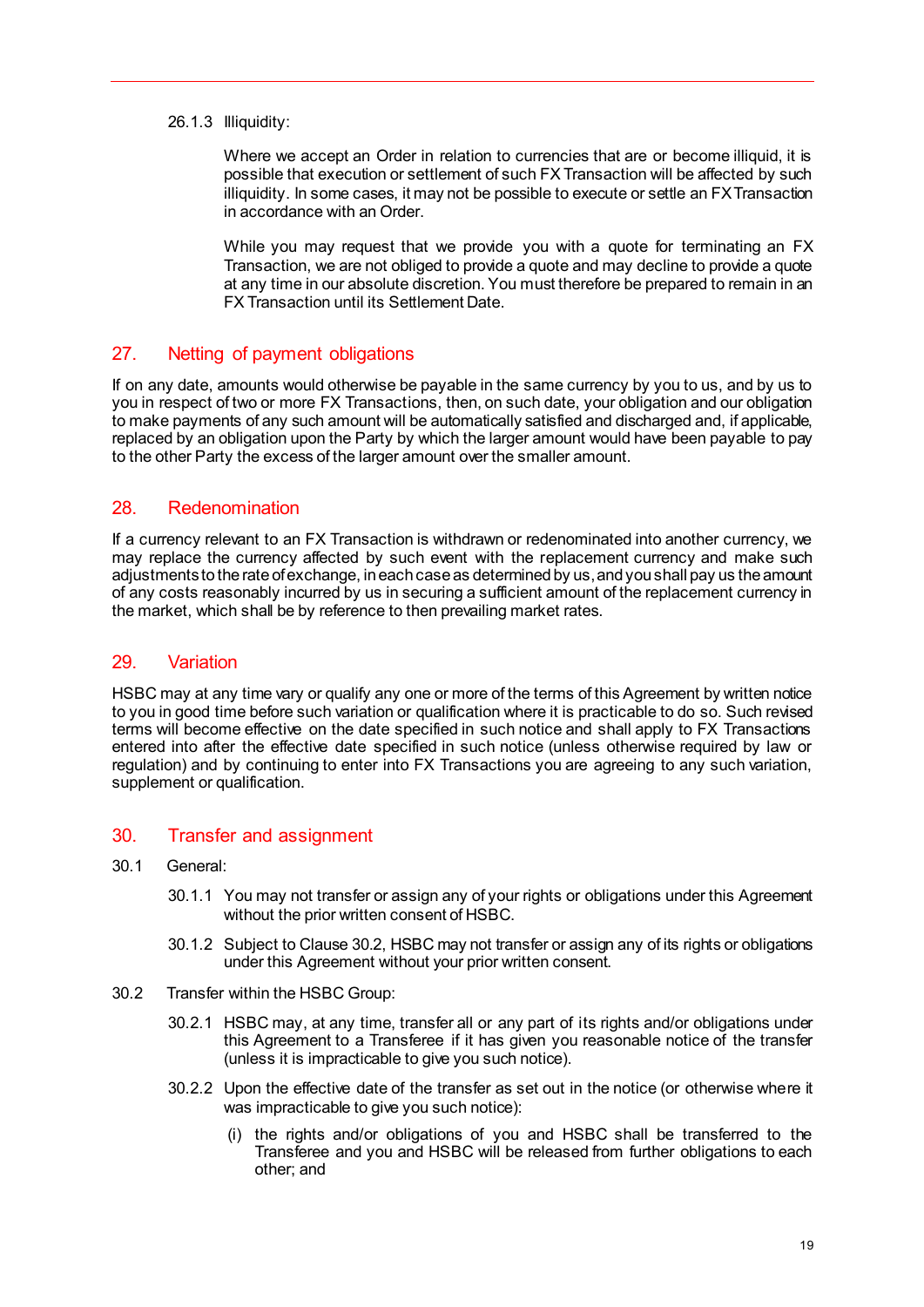26.1.3 Illiquidity:

Where we accept an Order in relation to currencies that are or become illiquid, it is possible that execution or settlement of such FX Transaction will be affected by such illiquidity. In some cases, it may not be possible to execute or settle an FX Transaction in accordance with an Order.

While you may request that we provide you with a quote for terminating an FX Transaction, we are not obliged to provide a quote and may decline to provide a quote at any time in our absolute discretion. You must therefore be prepared to remain in an FX Transaction until its Settlement Date.

## 27. Netting of payment obligations

If on any date, amounts would otherwise be payable in the same currency by you to us, and by us to you in respect of two or more FX Transactions, then, on such date, your obligation and our obligation to make payments of any such amount will be automatically satisfied and discharged and, if applicable, replaced by an obligation upon the Party by which the larger amount would have been payable to pay to the other Party the excess of the larger amount over the smaller amount.

## 28. Redenomination

If a currency relevant to an FX Transaction is withdrawn or redenominated into another currency, we may replace the currency affected by such event with the replacement currency and make such adjustments to the rate of exchange, in each case as determined by us, and you shall pay us the amount of any costs reasonably incurred by us in securing a sufficient amount of the replacement currency in the market, which shall be by reference to then prevailing market rates.

## 29. Variation

HSBC may at any time vary or qualify any one or more of the terms of this Agreement by written notice to you in good time before such variation or qualification where it is practicable to do so. Such revised terms will become effective on the date specified in such notice and shall apply to FX Transactions entered into after the effective date specified in such notice (unless otherwise required by law or regulation) and by continuing to enter into FX Transactions you are agreeing to any such variation, supplement or qualification.

## 30. Transfer and assignment

30.1 General:

30.1.1 You may not transfer or assign any of your rights or obligations under this Agreement without the prior written consent of HSBC.

30.1.2 Subject to Clause 30.2, HSBC may not transfer or assign any of its rights or obligations under this Agreement without your prior written consent.

30.2 Transfer within the HSBC Group:

30.2.1 HSBC may, at any time, transfer all or any part of its rights and/or obligations under this Agreement to a Transferee if it has given you reasonable notice of the transfer (unless it is impracticable to give you such notice).

30.2.2 Upon the effective date of the transfer as set out in the notice (or otherwise where it was impracticable to give you such notice):

(i) the rights and/or obligations of you and HSBC shall be transferred to the Transferee and you and HSBC will be released from further obligations to each other; and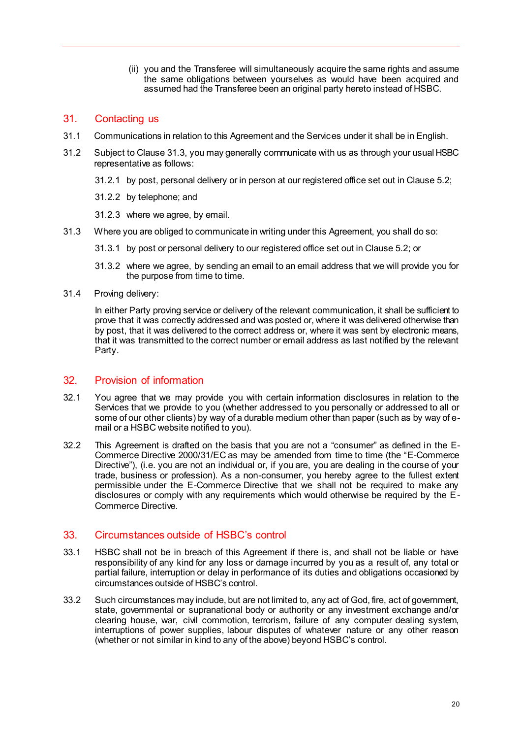(ii) you and the Transferee will simultaneously acquire the same rights and assume the same obligations between yourselves as would have been acquired and assumed had the Transferee been an original party hereto instead of HSBC.

## 31. Contacting us

31.1 Communications in relation to this Agreement and the Services under it shall be in English.

31.2 Subject to Clause 31.3, you may generally communicate with us as through your usual HSBC representative as follows:

31.2.1 by post, personal delivery or in person at our registered office set out in Clause 5.2;

31.2.2 by telephone; and

31.2.3 where we agree, by email.

31.3 Where you are obliged to communicate in writing under this Agreement, you shall do so:

31.3.1 by post or personal delivery to our registered office set out in Clause 5.2; or

31.3.2 where we agree, by sending an email to an email address that we will provide you for the purpose from time to time.

31.4 Proving delivery:

In either Party proving service or delivery of the relevant communication, it shall be sufficient to prove that it was correctly addressed and was posted or, where it was delivered otherwise than by post, that it was delivered to the correct address or, where it was sent by electronic means, that it was transmitted to the correct number or email address as last notified by the relevant Party.

## 32. Provision of information

32.1 You agree that we may provide you with certain information disclosures in relation to the Services that we provide to you (whether addressed to you personally or addressed to all or some of our other clients) by way of a durable medium other than paper (such as by way of e-mail or a HSBC website notified to you).

32.2 This Agreement is drafted on the basis that you are not a "consumer" as defined in the E-Commerce Directive 2000/31/EC as may be amended from time to time (the "E-Commerce Directive"), (i.e. you are not an individual or, if you are, you are dealing in the course of your trade, business or profession). As a non-consumer, you hereby agree to the fullest extent permissible under the E-Commerce Directive that we shall not be required to make any disclosures or comply with any requirements which would otherwise be required by the E-Commerce Directive.

## 33. Circumstances outside of HSBC's control

33.1 HSBC shall not be in breach of this Agreement if there is, and shall not be liable or have responsibility of any kind for any loss or damage incurred by you as a result of, any total or partial failure, interruption or delay in performance of its duties and obligations occasioned by circumstances outside of HSBC's control.

33.2 Such circumstances may include, but are not limited to, any act of God, fire, act of government, state, governmental or supranational body or authority or any investment exchange and/or clearing house, war, civil commotion, terrorism, failure of any computer dealing system, interruptions of power supplies, labour disputes of whatever nature or any other reason (whether or not similar in kind to any of the above) beyond HSBC's control.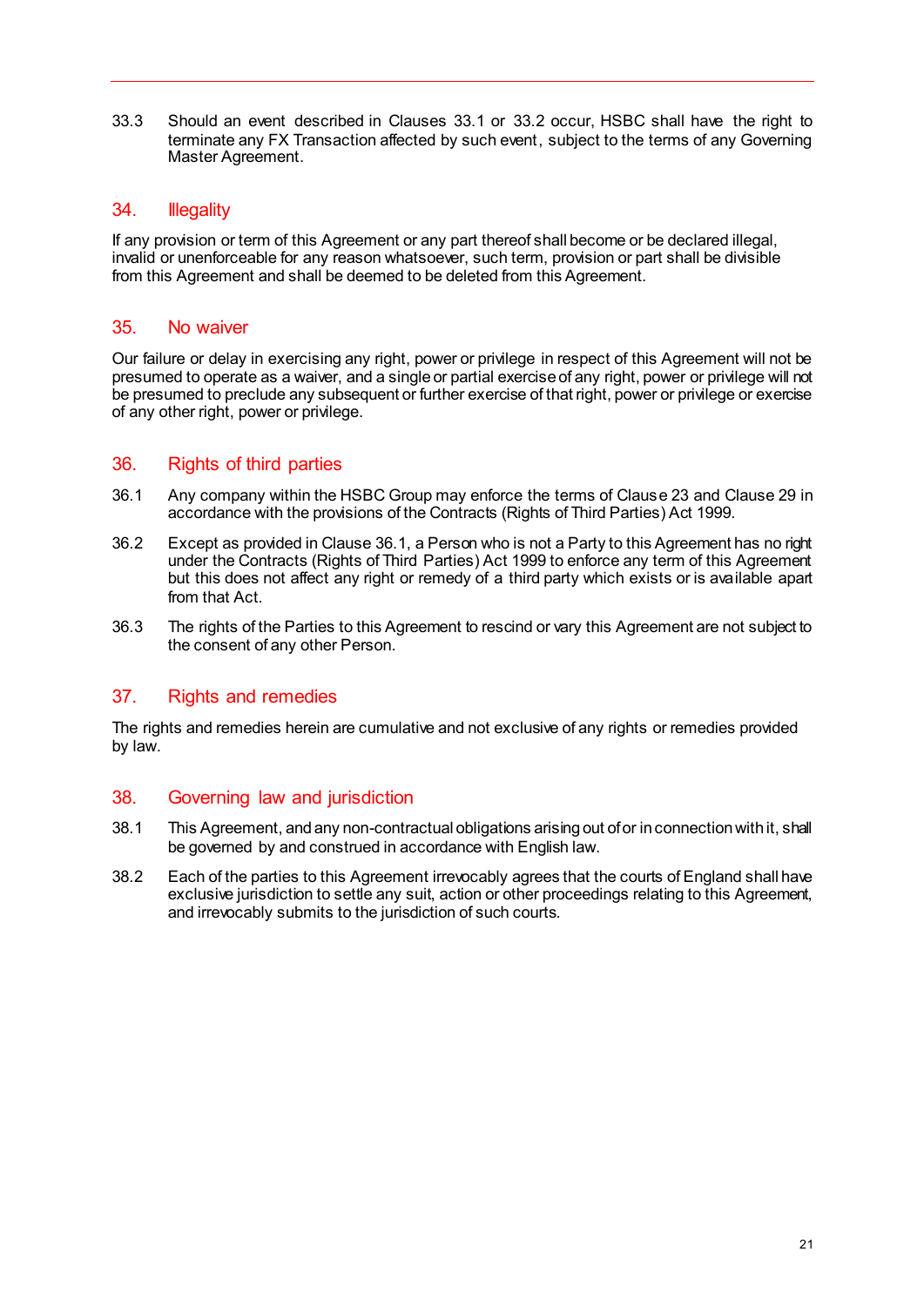33.3 Should an event described in Clauses 33.1 or 33.2 occur, HSBC shall have the right to terminate any FX Transaction affected by such event, subject to the terms of any Governing Master Agreement.

## 34. Illegality

If any provision or term of this Agreement or any part thereof shall become or be declared illegal, invalid or unenforceable for any reason whatsoever, such term, provision or part shall be divisible from this Agreement and shall be deemed to be deleted from this Agreement.

## 35. No waiver

Our failure or delay in exercising any right, power or privilege in respect of this Agreement will not be presumed to operate as a waiver, and a single or partial exercise of any right, power or privilege will not be presumed to preclude any subsequent or further exercise of that right, power or privilege or exercise of any other right, power or privilege.

## 36. Rights of third parties

36.1 Any company within the HSBC Group may enforce the terms of Clause 23 and Clause 29 in accordance with the provisions of the Contracts (Rights of Third Parties) Act 1999.

36.2 Except as provided in Clause 36.1, a Person who is not a Party to this Agreement has no right under the Contracts (Rights of Third Parties) Act 1999 to enforce any term of this Agreement but this does not affect any right or remedy of a third party which exists or is available apart from that Act.

36.3 The rights of the Parties to this Agreement to rescind or vary this Agreement are not subject to the consent of any other Person.

## 37. Rights and remedies

The rights and remedies herein are cumulative and not exclusive of any rights or remedies provided by law.

## 38. Governing law and jurisdiction

38.1 This Agreement, and any non-contractual obligations arising out of or in connection with it, shall be governed by and construed in accordance with English law.

38.2 Each of the parties to this Agreement irrevocably agrees that the courts of England shall have exclusive jurisdiction to settle any suit, action or other proceedings relating to this Agreement, and irrevocably submits to the jurisdiction of such courts.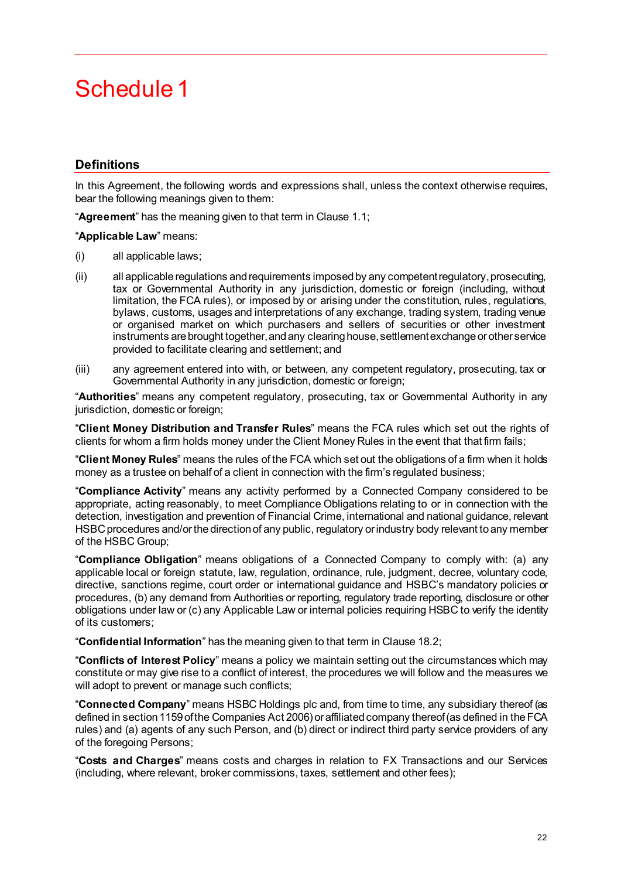# Schedule 1

## Definitions

In this Agreement, the following words and expressions shall, unless the context otherwise requires, bear the following meanings given to them:

"**Agreement**" has the meaning given to that term in Clause 1.1;

"**Applicable Law**" means:

(i) all applicable laws;

(ii) all applicable regulations and requirements imposed by any competent regulatory, prosecuting, tax or Governmental Authority in any jurisdiction, domestic or foreign (including, without limitation, the FCA rules), or imposed by or arising under the constitution, rules, regulations, bylaws, customs, usages and interpretations of any exchange, trading system, trading venue or organised market on which purchasers and sellers of securities or other investment instruments are brought together, and any clearing house, settlement exchange or other service provided to facilitate clearing and settlement; and

(iii) any agreement entered into with, or between, any competent regulatory, prosecuting, tax or Governmental Authority in any jurisdiction, domestic or foreign;

"**Authorities**" means any competent regulatory, prosecuting, tax or Governmental Authority in any jurisdiction, domestic or foreign;

"**Client Money Distribution and Transfer Rules**" means the FCA rules which set out the rights of clients for whom a firm holds money under the Client Money Rules in the event that that firm fails;

"**Client Money Rules**" means the rules of the FCA which set out the obligations of a firm when it holds money as a trustee on behalf of a client in connection with the firm's regulated business;

"**Compliance Activity**" means any activity performed by a Connected Company considered to be appropriate, acting reasonably, to meet Compliance Obligations relating to or in connection with the detection, investigation and prevention of Financial Crime, international and national guidance, relevant HSBC procedures and/or the direction of any public, regulatory or industry body relevant to any member of the HSBC Group;

"**Compliance Obligation**" means obligations of a Connected Company to comply with: (a) any applicable local or foreign statute, law, regulation, ordinance, rule, judgment, decree, voluntary code, directive, sanctions regime, court order or international guidance and HSBC's mandatory policies or procedures, (b) any demand from Authorities or reporting, regulatory trade reporting, disclosure or other obligations under law or (c) any Applicable Law or internal policies requiring HSBC to verify the identity of its customers;

"**Confidential Information**" has the meaning given to that term in Clause 18.2;

"**Conflicts of Interest Policy**" means a policy we maintain setting out the circumstances which may constitute or may give rise to a conflict of interest, the procedures we will follow and the measures we will adopt to prevent or manage such conflicts;

"**Connected Company**" means HSBC Holdings plc and, from time to time, any subsidiary thereof (as defined in section 1159 of the Companies Act 2006) or affiliated company thereof (as defined in the FCA rules) and (a) agents of any such Person, and (b) direct or indirect third party service providers of any of the foregoing Persons;

"**Costs and Charges**" means costs and charges in relation to FX Transactions and our Services (including, where relevant, broker commissions, taxes, settlement and other fees);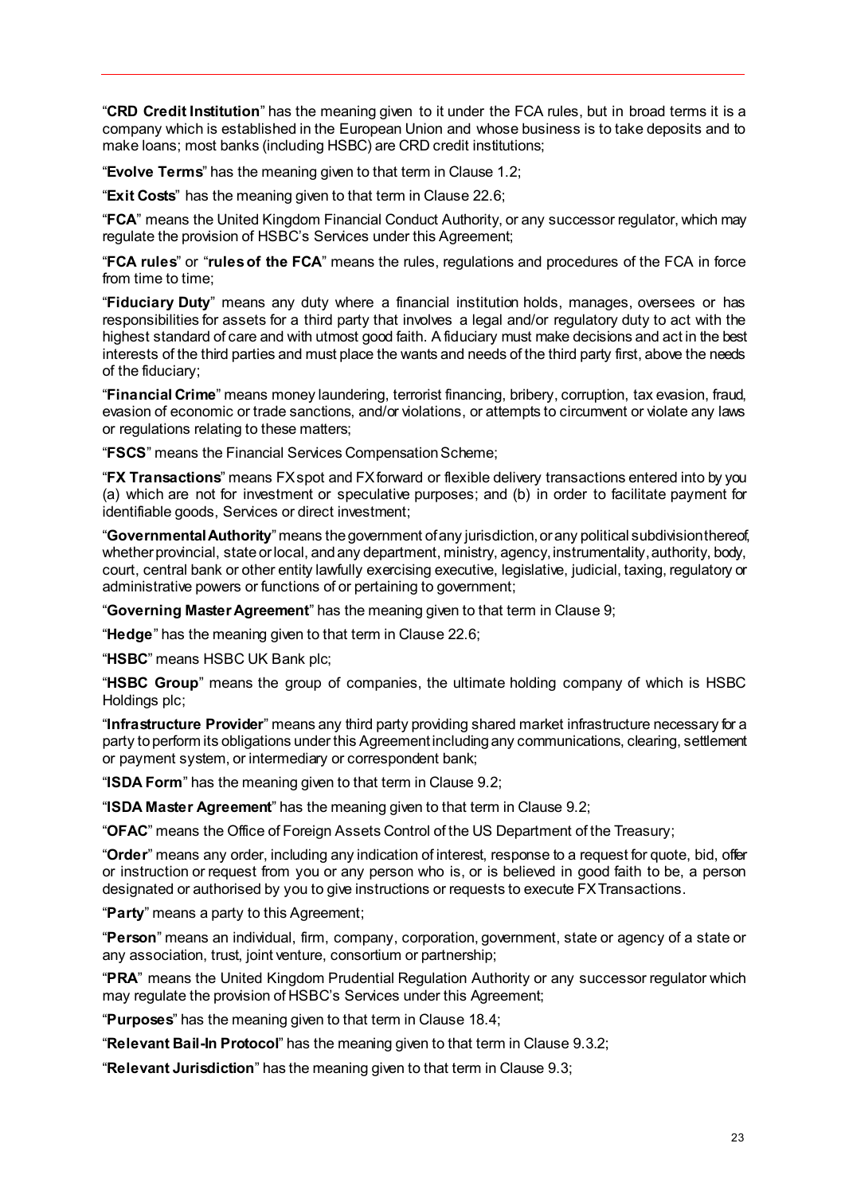"**CRD Credit Institution**" has the meaning given to it under the FCA rules, but in broad terms it is a company which is established in the European Union and whose business is to take deposits and to make loans; most banks (including HSBC) are CRD credit institutions;

"**Evolve Terms**" has the meaning given to that term in Clause 1.2;

"**Exit Costs**" has the meaning given to that term in Clause 22.6;

"**FCA**" means the United Kingdom Financial Conduct Authority, or any successor regulator, which may regulate the provision of HSBC's Services under this Agreement;

"**FCA rules**" or "**rules of the FCA**" means the rules, regulations and procedures of the FCA in force from time to time;

"**Fiduciary Duty**" means any duty where a financial institution holds, manages, oversees or has responsibilities for assets for a third party that involves a legal and/or regulatory duty to act with the highest standard of care and with utmost good faith. A fiduciary must make decisions and act in the best interests of the third parties and must place the wants and needs of the third party first, above the needs of the fiduciary;

"**Financial Crime**" means money laundering, terrorist financing, bribery, corruption, tax evasion, fraud, evasion of economic or trade sanctions, and/or violations, or attempts to circumvent or violate any laws or regulations relating to these matters;

"**FSCS**" means the Financial Services Compensation Scheme;

"**FX Transactions**" means FX spot and FX forward or flexible delivery transactions entered into by you (a) which are not for investment or speculative purposes; and (b) in order to facilitate payment for identifiable goods, Services or direct investment;

"**Governmental Authority**" means the government of any jurisdiction, or any political subdivision thereof, whether provincial, state or local, and any department, ministry, agency, instrumentality, authority, body, court, central bank or other entity lawfully exercising executive, legislative, judicial, taxing, regulatory or administrative powers or functions of or pertaining to government;

"**Governing Master Agreement**" has the meaning given to that term in Clause 9;

"**Hedge**" has the meaning given to that term in Clause 22.6;

"**HSBC**" means HSBC UK Bank plc;

"**HSBC Group**" means the group of companies, the ultimate holding company of which is HSBC Holdings plc;

"**Infrastructure Provider**" means any third party providing shared market infrastructure necessary for a party to perform its obligations under this Agreement including any communications, clearing, settlement or payment system, or intermediary or correspondent bank;

"**ISDA Form**" has the meaning given to that term in Clause 9.2;

"**ISDA Master Agreement**" has the meaning given to that term in Clause 9.2;

"**OFAC**" means the Office of Foreign Assets Control of the US Department of the Treasury;

"**Order**" means any order, including any indication of interest, response to a request for quote, bid, offer or instruction or request from you or any person who is, or is believed in good faith to be, a person designated or authorised by you to give instructions or requests to execute FX Transactions.

"**Party**" means a party to this Agreement;

"**Person**" means an individual, firm, company, corporation, government, state or agency of a state or any association, trust, joint venture, consortium or partnership;

"**PRA**" means the United Kingdom Prudential Regulation Authority or any successor regulator which may regulate the provision of HSBC's Services under this Agreement;

"**Purposes**" has the meaning given to that term in Clause 18.4;

"**Relevant Bail-In Protocol**" has the meaning given to that term in Clause 9.3.2;

"**Relevant Jurisdiction**" has the meaning given to that term in Clause 9.3;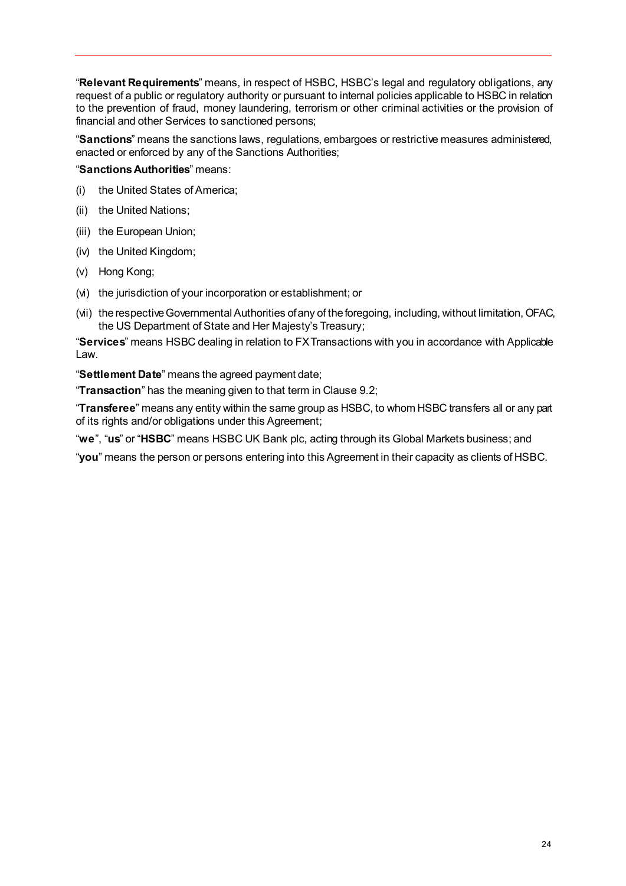"**Relevant Requirements**" means, in respect of HSBC, HSBC's legal and regulatory obligations, any request of a public or regulatory authority or pursuant to internal policies applicable to HSBC in relation to the prevention of fraud, money laundering, terrorism or other criminal activities or the provision of financial and other Services to sanctioned persons;

"**Sanctions**" means the sanctions laws, regulations, embargoes or restrictive measures administered, enacted or enforced by any of the Sanctions Authorities;

"**Sanctions Authorities**" means:

(i) the United States of America;

(ii) the United Nations;

(iii) the European Union;

(iv) the United Kingdom;

(v) Hong Kong;

(vi) the jurisdiction of your incorporation or establishment; or

(vii) the respective Governmental Authorities of any of the foregoing, including, without limitation, OFAC, the US Department of State and Her Majesty's Treasury;

"**Services**" means HSBC dealing in relation to FX Transactions with you in accordance with Applicable Law.

"**Settlement Date**" means the agreed payment date;

"**Transaction**" has the meaning given to that term in Clause 9.2;

"**Transferee**" means any entity within the same group as HSBC, to whom HSBC transfers all or any part of its rights and/or obligations under this Agreement;

"**we**", "**us**" or "**HSBC**" means HSBC UK Bank plc, acting through its Global Markets business; and

"**you**" means the person or persons entering into this Agreement in their capacity as clients of HSBC.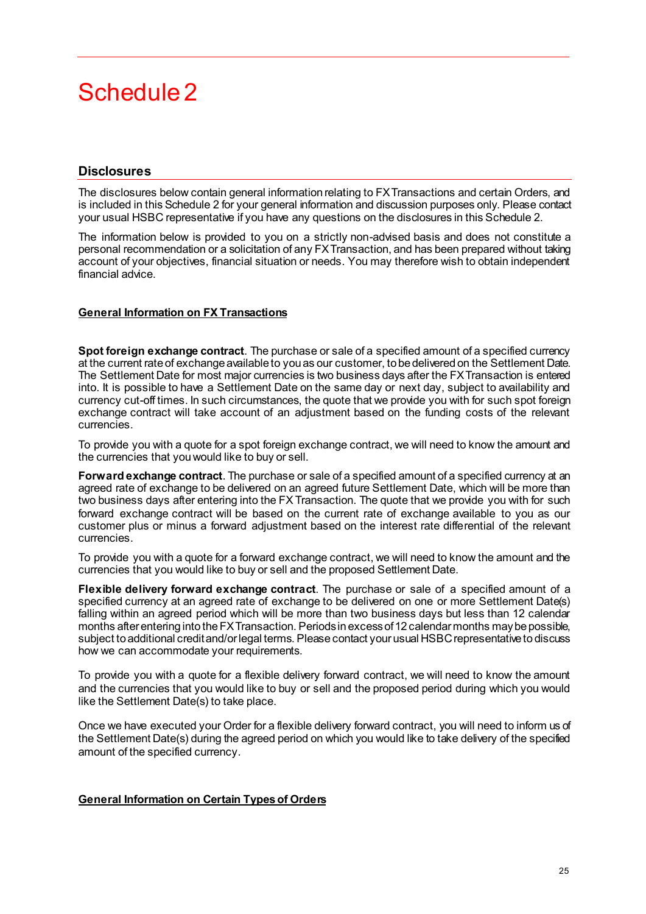# Schedule 2

## Disclosures

The disclosures below contain general information relating to FX Transactions and certain Orders, and is included in this Schedule 2 for your general information and discussion purposes only. Please contact your usual HSBC representative if you have any questions on the disclosures in this Schedule 2.

The information below is provided to you on a strictly non-advised basis and does not constitute a personal recommendation or a solicitation of any FX Transaction, and has been prepared without taking account of your objectives, financial situation or needs. You may therefore wish to obtain independent financial advice.

### General Information on FX Transactions

**Spot foreign exchange contract**. The purchase or sale of a specified amount of a specified currency at the current rate of exchange available to you as our customer, to be delivered on the Settlement Date. The Settlement Date for most major currencies is two business days after the FX Transaction is entered into. It is possible to have a Settlement Date on the same day or next day, subject to availability and currency cut-off times. In such circumstances, the quote that we provide you with for such spot foreign exchange contract will take account of an adjustment based on the funding costs of the relevant currencies.

To provide you with a quote for a spot foreign exchange contract, we will need to know the amount and the currencies that you would like to buy or sell.

**Forward exchange contract**. The purchase or sale of a specified amount of a specified currency at an agreed rate of exchange to be delivered on an agreed future Settlement Date, which will be more than two business days after entering into the FX Transaction. The quote that we provide you with for such forward exchange contract will be based on the current rate of exchange available to you as our customer plus or minus a forward adjustment based on the interest rate differential of the relevant currencies.

To provide you with a quote for a forward exchange contract, we will need to know the amount and the currencies that you would like to buy or sell and the proposed Settlement Date.

**Flexible delivery forward exchange contract**. The purchase or sale of a specified amount of a specified currency at an agreed rate of exchange to be delivered on one or more Settlement Date(s) falling within an agreed period which will be more than two business days but less than 12 calendar months after entering into the FX Transaction. Periods in excess of 12 calendar months may be possible, subject to additional credit and/or legal terms. Please contact your usual HSBC representative to discuss how we can accommodate your requirements.

To provide you with a quote for a flexible delivery forward contract, we will need to know the amount and the currencies that you would like to buy or sell and the proposed period during which you would like the Settlement Date(s) to take place.

Once we have executed your Order for a flexible delivery forward contract, you will need to inform us of the Settlement Date(s) during the agreed period on which you would like to take delivery of the specified amount of the specified currency.

### General Information on Certain Types of Orders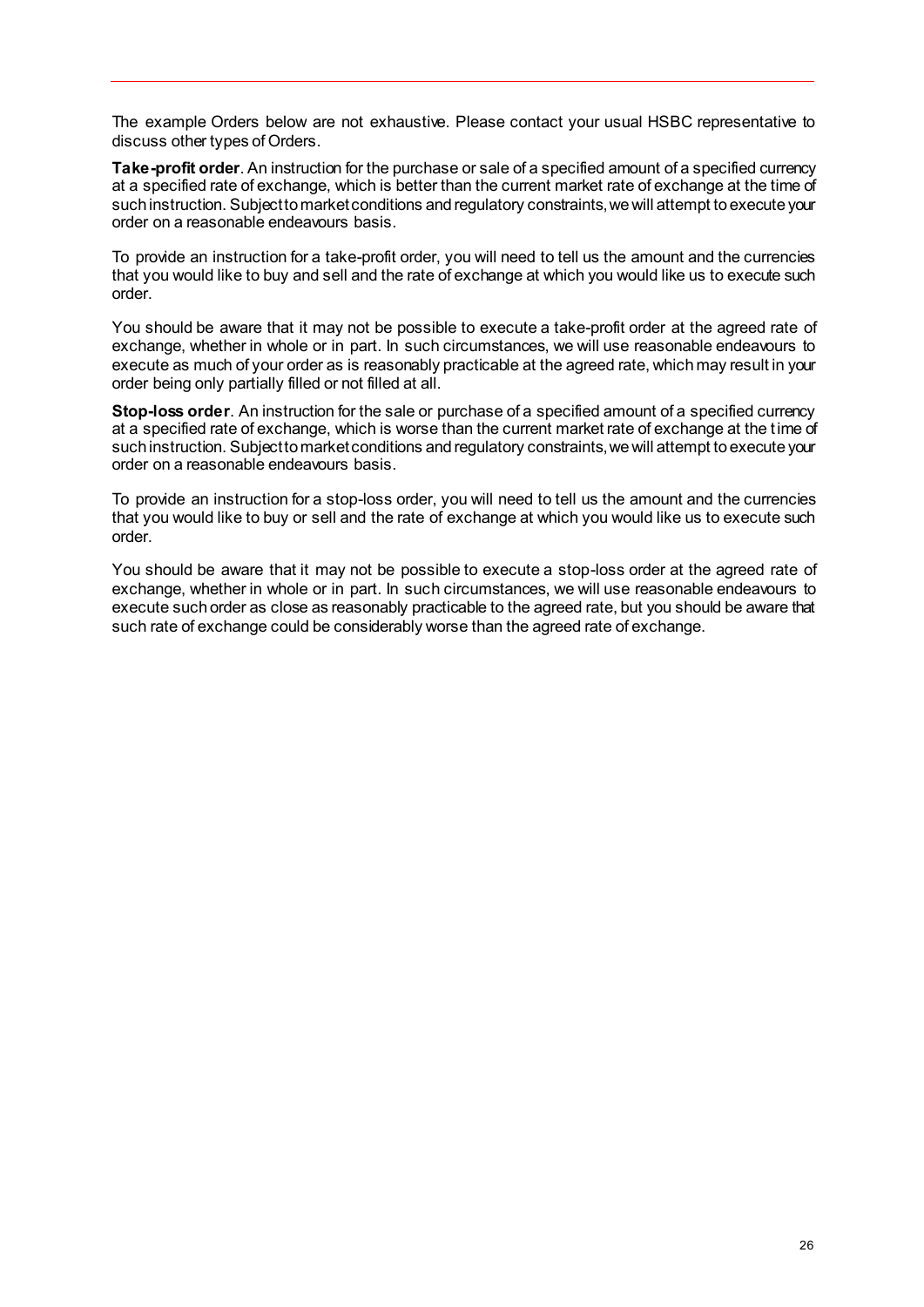The example Orders below are not exhaustive. Please contact your usual HSBC representative to discuss other types of Orders.

**Take-profit order**. An instruction for the purchase or sale of a specified amount of a specified currency at a specified rate of exchange, which is better than the current market rate of exchange at the time of such instruction. Subject to market conditions and regulatory constraints, we will attempt to execute your order on a reasonable endeavours basis.

To provide an instruction for a take-profit order, you will need to tell us the amount and the currencies that you would like to buy and sell and the rate of exchange at which you would like us to execute such order.

You should be aware that it may not be possible to execute a take-profit order at the agreed rate of exchange, whether in whole or in part. In such circumstances, we will use reasonable endeavours to execute as much of your order as is reasonably practicable at the agreed rate, which may result in your order being only partially filled or not filled at all.

**Stop-loss order**. An instruction for the sale or purchase of a specified amount of a specified currency at a specified rate of exchange, which is worse than the current market rate of exchange at the time of such instruction. Subject to market conditions and regulatory constraints, we will attempt to execute your order on a reasonable endeavours basis.

To provide an instruction for a stop-loss order, you will need to tell us the amount and the currencies that you would like to buy or sell and the rate of exchange at which you would like us to execute such order.

You should be aware that it may not be possible to execute a stop-loss order at the agreed rate of exchange, whether in whole or in part. In such circumstances, we will use reasonable endeavours to execute such order as close as reasonably practicable to the agreed rate, but you should be aware that such rate of exchange could be considerably worse than the agreed rate of exchange.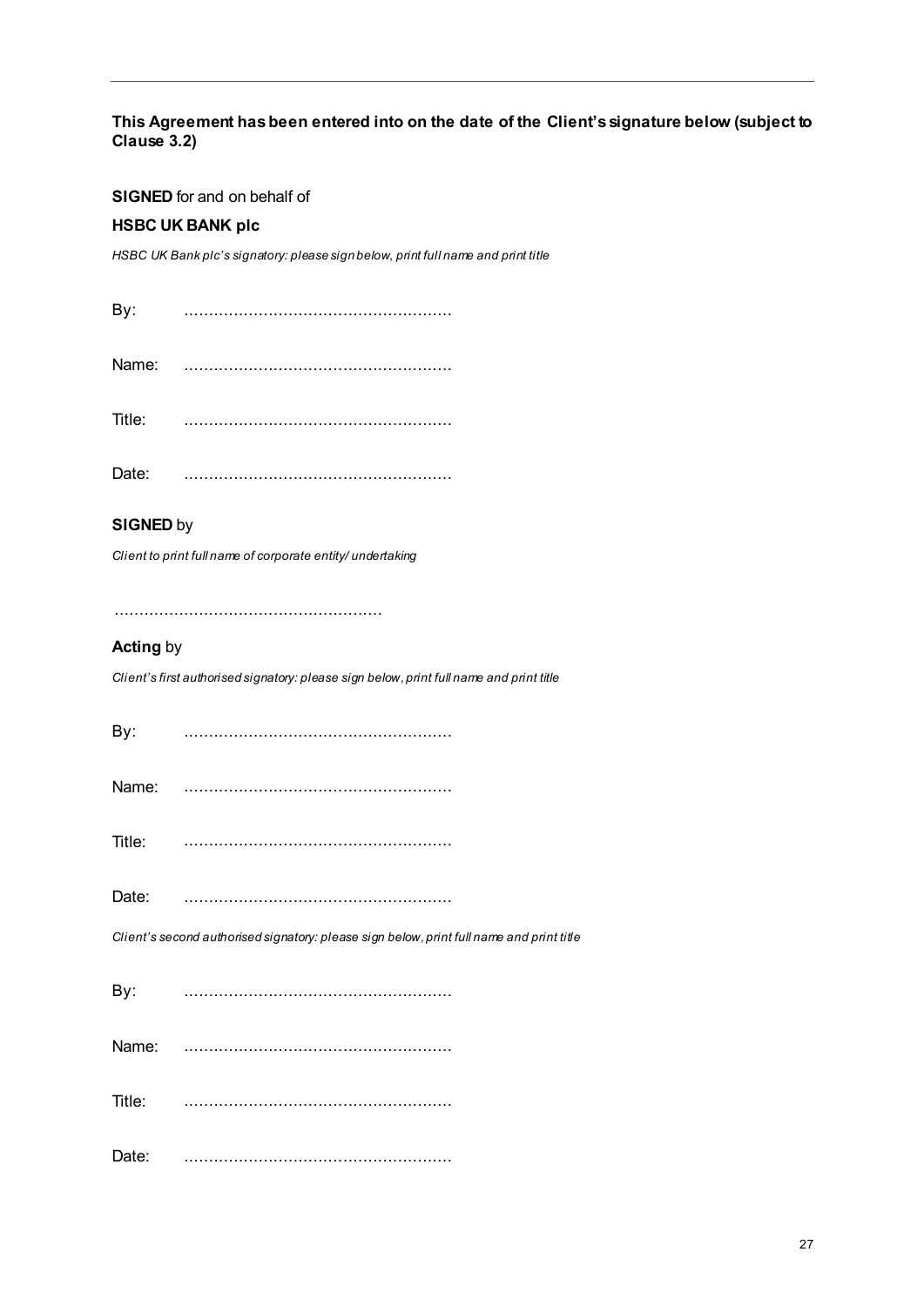**This Agreement has been entered into on the date of the Client's signature below (subject to Clause 3.2)**

**SIGNED** for and on behalf of

**HSBC UK BANK plc**

*HSBC UK Bank plc's signatory: please sign below, print full name and print title*

By: ………………………………………………

Name: ………………………………………………

Title: ………………………………………………

Date: ………………………………………………

**SIGNED** by

*Client to print full name of corporate entity/ undertaking*

………………………………………………

**Acting** by

*Client's first authorised signatory: please sign below, print full name and print title*

By: ………………………………………………

Name: ………………………………………………

Title: ………………………………………………

Date: ………………………………………………

*Client's second authorised signatory: please sign below, print full name and print title*

By: ………………………………………………

Name: ………………………………………………

Title: ………………………………………………

Date: ………………………………………………